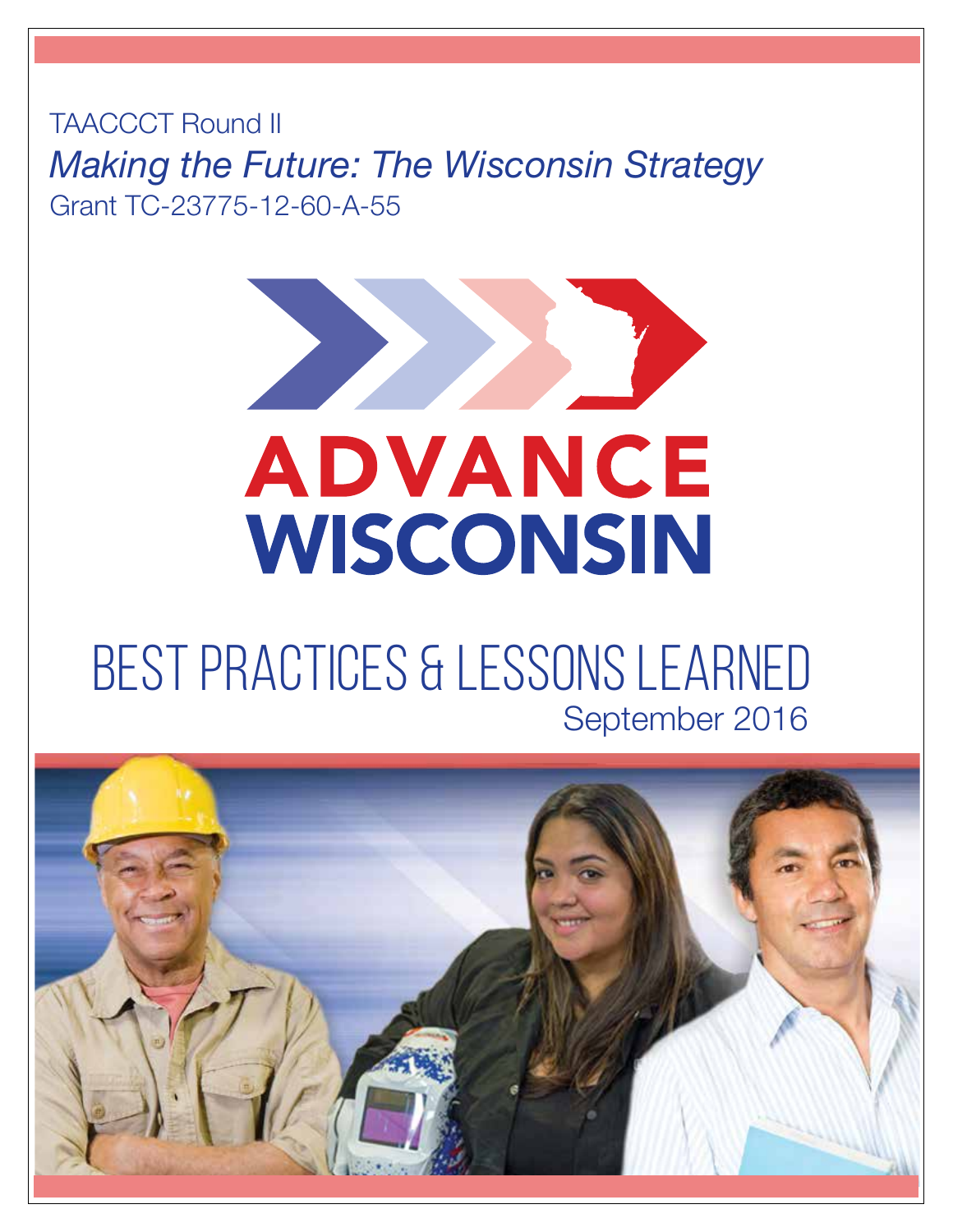TAACCCT Round II

*Making the Future: The Wisconsin Strategy*

Grant TC-23775-12-60-A-55

# ADVANCE WISCONSIN

# BEST PRACTICES & LESSONS LEARNED

September 2016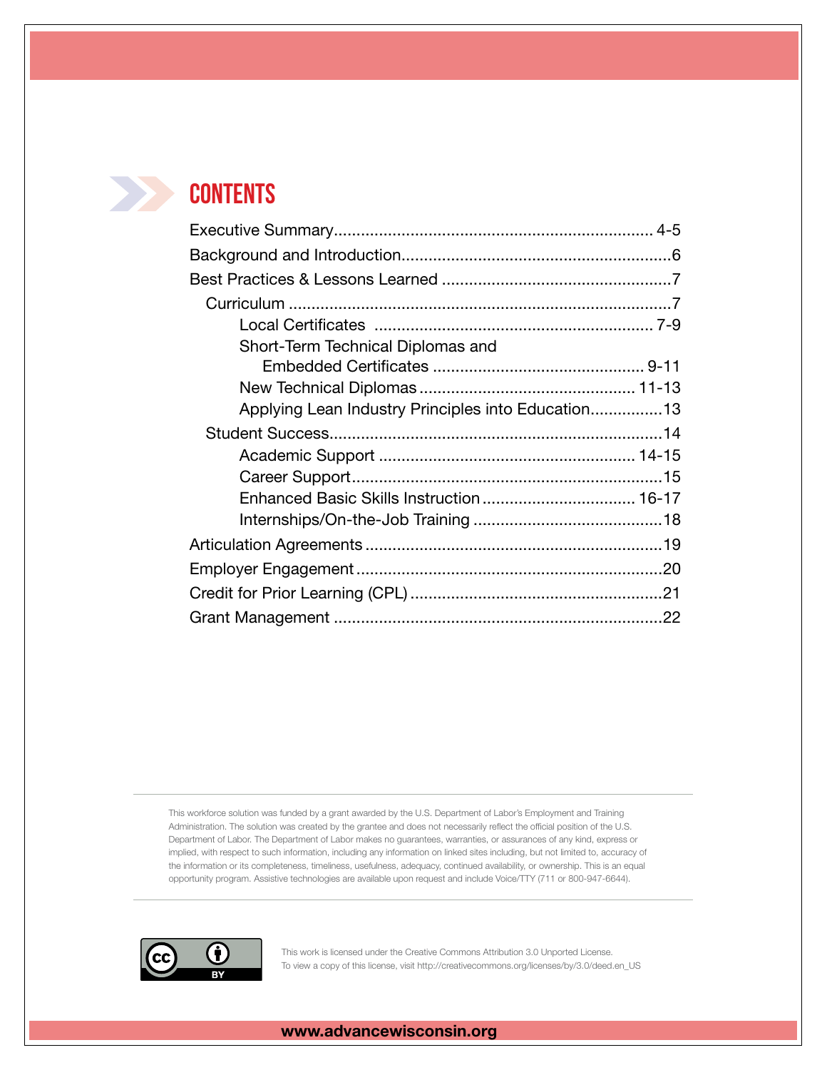# CONTENTS

- Executive Summary ........................................ 4-5
- Background and Introduction ........................................ 6
- Best Practices & Lessons Learned ........................................ 7
  - Curriculum ........................................ 7
    - Local Certificates ........................................ 7-9
    - Short-Term Technical Diplomas and Embedded Certificates ........................................ 9-11
    - New Technical Diplomas ........................................ 11-13
    - Applying Lean Industry Principles into Education ........................................ 13
  - Student Success ........................................ 14
    - Academic Support ........................................ 14-15
    - Career Support ........................................ 15
    - Enhanced Basic Skills Instruction ........................................ 16-17
    - Internships/On-the-Job Training ........................................ 18
- Articulation Agreements ........................................ 19
- Employer Engagement ........................................ 20
- Credit for Prior Learning (CPL) ........................................ 21
- Grant Management ........................................ 22

---

This workforce solution was funded by a grant awarded by the U.S. Department of Labor's Employment and Training Administration. The solution was created by the grantee and does not necessarily reflect the official position of the U.S. Department of Labor. The Department of Labor makes no guarantees, warranties, or assurances of any kind, express or implied, with respect to such information, including any information on linked sites including, but not limited to, accuracy of the information or its completeness, timeliness, usefulness, adequacy, continued availability, or ownership. This is an equal opportunity program. Assistive technologies are available upon request and include Voice/TTY (711 or 800-947-6644).

---

This work is licensed under the Creative Commons Attribution 3.0 Unported License.
To view a copy of this license, visit http://creativecommons.org/licenses/by/3.0/deed.en_US

**www.advancewisconsin.org**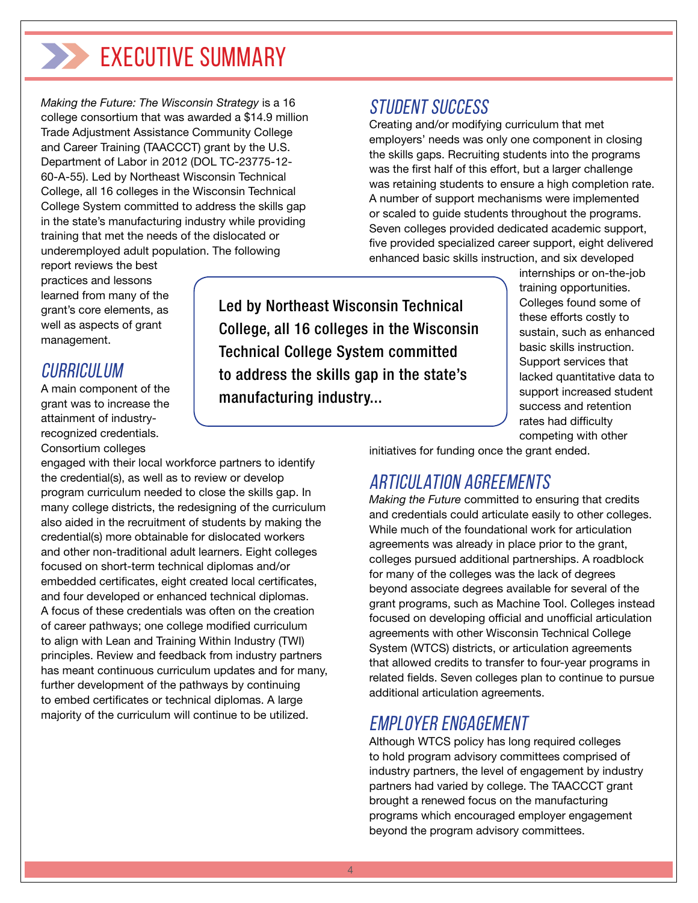# EXECUTIVE SUMMARY

*Making the Future: The Wisconsin Strategy* is a 16 college consortium that was awarded a $14.9 million Trade Adjustment Assistance Community College and Career Training (TAACCCT) grant by the U.S. Department of Labor in 2012 (DOL TC-23775-12-60-A-55). Led by Northeast Wisconsin Technical College, all 16 colleges in the Wisconsin Technical College System committed to address the skills gap in the state's manufacturing industry while providing training that met the needs of the dislocated or underemployed adult population. The following report reviews the best practices and lessons learned from many of the grant's core elements, as well as aspects of grant management.

> Led by Northeast Wisconsin Technical College, all 16 colleges in the Wisconsin Technical College System committed to address the skills gap in the state's manufacturing industry...

## CURRICULUM

A main component of the grant was to increase the attainment of industry-recognized credentials. Consortium colleges engaged with their local workforce partners to identify the credential(s), as well as to review or develop program curriculum needed to close the skills gap. In many college districts, the redesigning of the curriculum also aided in the recruitment of students by making the credential(s) more obtainable for dislocated workers and other non-traditional adult learners. Eight colleges focused on short-term technical diplomas and/or embedded certificates, eight created local certificates, and four developed or enhanced technical diplomas. A focus of these credentials was often on the creation of career pathways; one college modified curriculum to align with Lean and Training Within Industry (TWI) principles. Review and feedback from industry partners has meant continuous curriculum updates and for many, further development of the pathways by continuing to embed certificates or technical diplomas. A large majority of the curriculum will continue to be utilized.

## STUDENT SUCCESS

Creating and/or modifying curriculum that met employers' needs was only one component in closing the skills gaps. Recruiting students into the programs was the first half of this effort, but a larger challenge was retaining students to ensure a high completion rate. A number of support mechanisms were implemented or scaled to guide students throughout the programs. Seven colleges provided dedicated academic support, five provided specialized career support, eight delivered enhanced basic skills instruction, and six developed internships or on-the-job training opportunities. Colleges found some of these efforts costly to sustain, such as enhanced basic skills instruction. Support services that lacked quantitative data to support increased student success and retention rates had difficulty competing with other initiatives for funding once the grant ended.

## ARTICULATION AGREEMENTS

*Making the Future* committed to ensuring that credits and credentials could articulate easily to other colleges. While much of the foundational work for articulation agreements was already in place prior to the grant, colleges pursued additional partnerships. A roadblock for many of the colleges was the lack of degrees beyond associate degrees available for several of the grant programs, such as Machine Tool. Colleges instead focused on developing official and unofficial articulation agreements with other Wisconsin Technical College System (WTCS) districts, or articulation agreements that allowed credits to transfer to four-year programs in related fields. Seven colleges plan to continue to pursue additional articulation agreements.

## EMPLOYER ENGAGEMENT

Although WTCS policy has long required colleges to hold program advisory committees comprised of industry partners, the level of engagement by industry partners had varied by college. The TAACCCT grant brought a renewed focus on the manufacturing programs which encouraged employer engagement beyond the program advisory committees.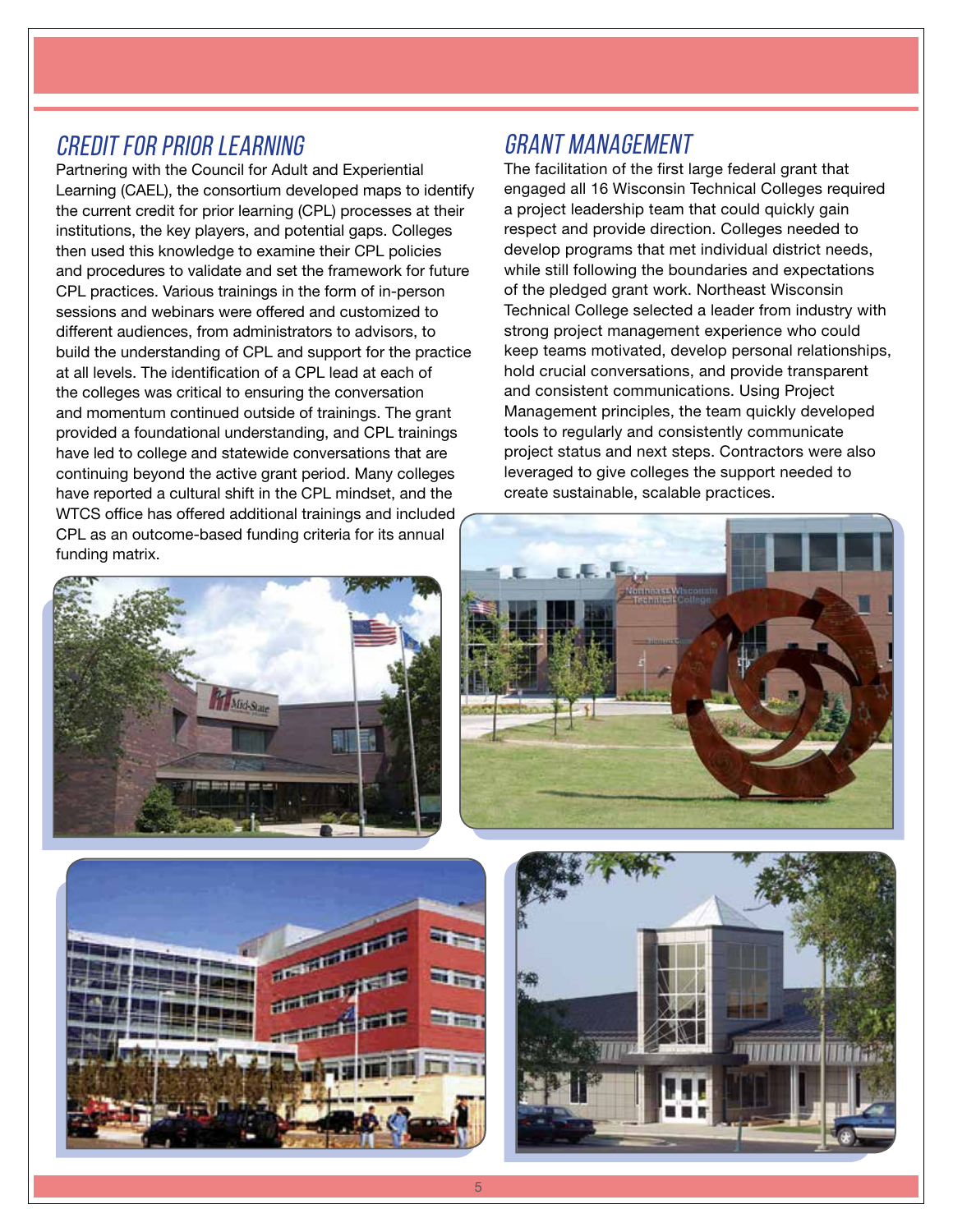## CREDIT FOR PRIOR LEARNING

Partnering with the Council for Adult and Experiential Learning (CAEL), the consortium developed maps to identify the current credit for prior learning (CPL) processes at their institutions, the key players, and potential gaps. Colleges then used this knowledge to examine their CPL policies and procedures to validate and set the framework for future CPL practices. Various trainings in the form of in-person sessions and webinars were offered and customized to different audiences, from administrators to advisors, to build the understanding of CPL and support for the practice at all levels. The identification of a CPL lead at each of the colleges was critical to ensuring the conversation and momentum continued outside of trainings. The grant provided a foundational understanding, and CPL trainings have led to college and statewide conversations that are continuing beyond the active grant period. Many colleges have reported a cultural shift in the CPL mindset, and the WTCS office has offered additional trainings and included CPL as an outcome-based funding criteria for its annual funding matrix.

## GRANT MANAGEMENT

The facilitation of the first large federal grant that engaged all 16 Wisconsin Technical Colleges required a project leadership team that could quickly gain respect and provide direction. Colleges needed to develop programs that met individual district needs, while still following the boundaries and expectations of the pledged grant work. Northeast Wisconsin Technical College selected a leader from industry with strong project management experience who could keep teams motivated, develop personal relationships, hold crucial conversations, and provide transparent and consistent communications. Using Project Management principles, the team quickly developed tools to regularly and consistently communicate project status and next steps. Contractors were also leveraged to give colleges the support needed to create sustainable, scalable practices.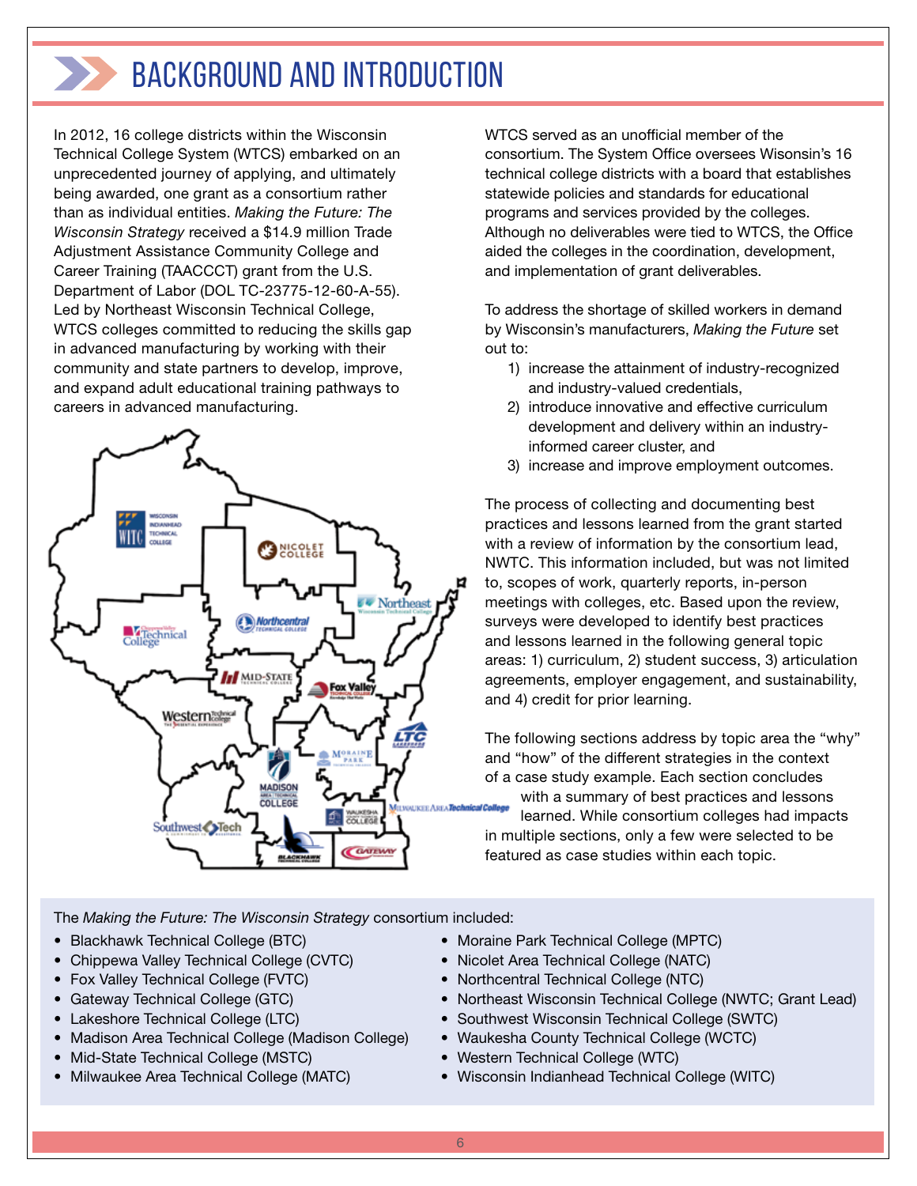# BACKGROUND AND INTRODUCTION

In 2012, 16 college districts within the Wisconsin Technical College System (WTCS) embarked on an unprecedented journey of applying, and ultimately being awarded, one grant as a consortium rather than as individual entities. *Making the Future: The Wisconsin Strategy* received a $14.9 million Trade Adjustment Assistance Community College and Career Training (TAACCCT) grant from the U.S. Department of Labor (DOL TC-23775-12-60-A-55). Led by Northeast Wisconsin Technical College, WTCS colleges committed to reducing the skills gap in advanced manufacturing by working with their community and state partners to develop, improve, and expand adult educational training pathways to careers in advanced manufacturing.

WTCS served as an unofficial member of the consortium. The System Office oversees Wisonsin's 16 technical college districts with a board that establishes statewide policies and standards for educational programs and services provided by the colleges. Although no deliverables were tied to WTCS, the Office aided the colleges in the coordination, development, and implementation of grant deliverables.

To address the shortage of skilled workers in demand by Wisconsin's manufacturers, *Making the Future* set out to:

1) increase the attainment of industry-recognized and industry-valued credentials,
2) introduce innovative and effective curriculum development and delivery within an industry-informed career cluster, and
3) increase and improve employment outcomes.

The process of collecting and documenting best practices and lessons learned from the grant started with a review of information by the consortium lead, NWTC. This information included, but was not limited to, scopes of work, quarterly reports, in-person meetings with colleges, etc. Based upon the review, surveys were developed to identify best practices and lessons learned in the following general topic areas: 1) curriculum, 2) student success, 3) articulation agreements, employer engagement, and sustainability, and 4) credit for prior learning.

The following sections address by topic area the "why" and "how" of the different strategies in the context of a case study example. Each section concludes with a summary of best practices and lessons learned. While consortium colleges had impacts in multiple sections, only a few were selected to be featured as case studies within each topic.

The *Making the Future: The Wisconsin Strategy* consortium included:

- Blackhawk Technical College (BTC)
- Chippewa Valley Technical College (CVTC)
- Fox Valley Technical College (FVTC)
- Gateway Technical College (GTC)
- Lakeshore Technical College (LTC)
- Madison Area Technical College (Madison College)
- Mid-State Technical College (MSTC)
- Milwaukee Area Technical College (MATC)
- Moraine Park Technical College (MPTC)
- Nicolet Area Technical College (NATC)
- Northcentral Technical College (NTC)
- Northeast Wisconsin Technical College (NWTC; Grant Lead)
- Southwest Wisconsin Technical College (SWTC)
- Waukesha County Technical College (WCTC)
- Western Technical College (WTC)
- Wisconsin Indianhead Technical College (WITC)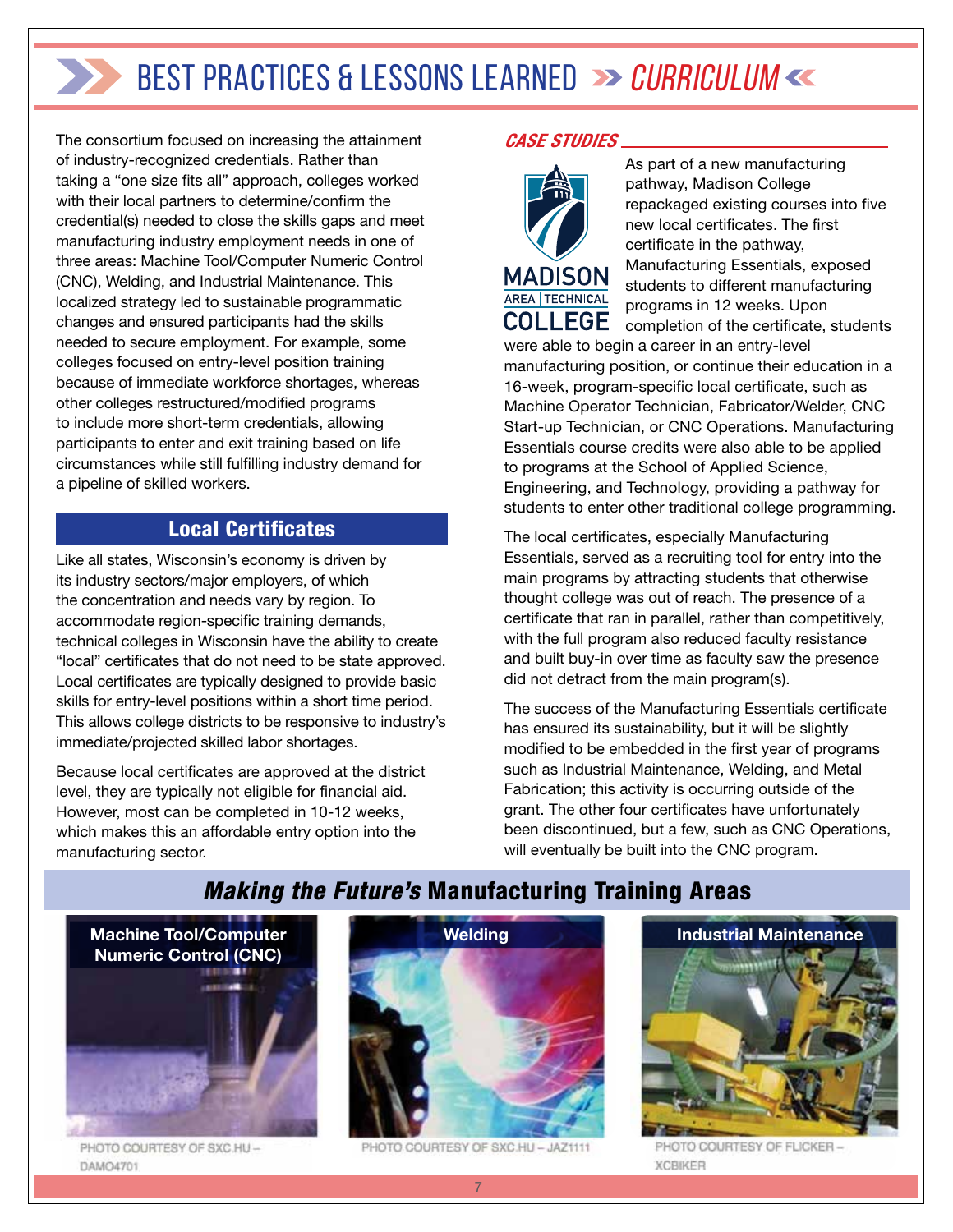# BEST PRACTICES & LESSONS LEARNED » CURRICULUM

The consortium focused on increasing the attainment of industry-recognized credentials. Rather than taking a "one size fits all" approach, colleges worked with their local partners to determine/confirm the credential(s) needed to close the skills gaps and meet manufacturing industry employment needs in one of three areas: Machine Tool/Computer Numeric Control (CNC), Welding, and Industrial Maintenance. This localized strategy led to sustainable programmatic changes and ensured participants had the skills needed to secure employment. For example, some colleges focused on entry-level position training because of immediate workforce shortages, whereas other colleges restructured/modified programs to include more short-term credentials, allowing participants to enter and exit training based on life circumstances while still fulfilling industry demand for a pipeline of skilled workers.

## Local Certificates

Like all states, Wisconsin's economy is driven by its industry sectors/major employers, of which the concentration and needs vary by region. To accommodate region-specific training demands, technical colleges in Wisconsin have the ability to create "local" certificates that do not need to be state approved. Local certificates are typically designed to provide basic skills for entry-level positions within a short time period. This allows college districts to be responsive to industry's immediate/projected skilled labor shortages.

Because local certificates are approved at the district level, they are typically not eligible for financial aid. However, most can be completed in 10-12 weeks, which makes this an affordable entry option into the manufacturing sector.

### *CASE STUDIES*

MADISON AREA | TECHNICAL COLLEGE

As part of a new manufacturing pathway, Madison College repackaged existing courses into five new local certificates. The first certificate in the pathway, Manufacturing Essentials, exposed students to different manufacturing programs in 12 weeks. Upon completion of the certificate, students were able to begin a career in an entry-level manufacturing position, or continue their education in a 16-week, program-specific local certificate, such as Machine Operator Technician, Fabricator/Welder, CNC Start-up Technician, or CNC Operations. Manufacturing Essentials course credits were also able to be applied to programs at the School of Applied Science, Engineering, and Technology, providing a pathway for students to enter other traditional college programming.

The local certificates, especially Manufacturing Essentials, served as a recruiting tool for entry into the main programs by attracting students that otherwise thought college was out of reach. The presence of a certificate that ran in parallel, rather than competitively, with the full program also reduced faculty resistance and built buy-in over time as faculty saw the presence did not detract from the main program(s).

The success of the Manufacturing Essentials certificate has ensured its sustainability, but it will be slightly modified to be embedded in the first year of programs such as Industrial Maintenance, Welding, and Metal Fabrication; this activity is occurring outside of the grant. The other four certificates have unfortunately been discontinued, but a few, such as CNC Operations, will eventually be built into the CNC program.

## *Making the Future's* Manufacturing Training Areas

**Machine Tool/Computer Numeric Control (CNC)**

PHOTO COURTESY OF SXC.HU – DAMO4701

**Welding**

PHOTO COURTESY OF SXC.HU – JAZ1111

**Industrial Maintenance**

PHOTO COURTESY OF FLICKER – XCBIKER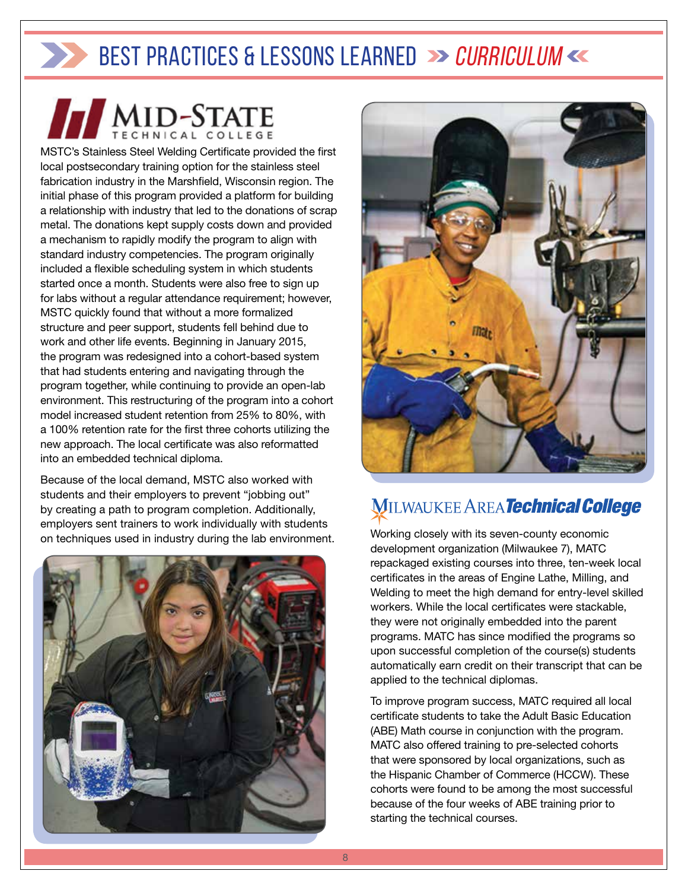# BEST PRACTICES & LESSONS LEARNED » *CURRICULUM* «

## Mid-State Technical College

MSTC's Stainless Steel Welding Certificate provided the first local postsecondary training option for the stainless steel fabrication industry in the Marshfield, Wisconsin region. The initial phase of this program provided a platform for building a relationship with industry that led to the donations of scrap metal. The donations kept supply costs down and provided a mechanism to rapidly modify the program to align with standard industry competencies. The program originally included a flexible scheduling system in which students started once a month. Students were also free to sign up for labs without a regular attendance requirement; however, MSTC quickly found that without a more formalized structure and peer support, students fell behind due to work and other life events. Beginning in January 2015, the program was redesigned into a cohort-based system that had students entering and navigating through the program together, while continuing to provide an open-lab environment. This restructuring of the program into a cohort model increased student retention from 25% to 80%, with a 100% retention rate for the first three cohorts utilizing the new approach. The local certificate was also reformatted into an embedded technical diploma.

Because of the local demand, MSTC also worked with students and their employers to prevent "jobbing out" by creating a path to program completion. Additionally, employers sent trainers to work individually with students on techniques used in industry during the lab environment.

## Milwaukee Area Technical College

Working closely with its seven-county economic development organization (Milwaukee 7), MATC repackaged existing courses into three, ten-week local certificates in the areas of Engine Lathe, Milling, and Welding to meet the high demand for entry-level skilled workers. While the local certificates were stackable, they were not originally embedded into the parent programs. MATC has since modified the programs so upon successful completion of the course(s) students automatically earn credit on their transcript that can be applied to the technical diplomas.

To improve program success, MATC required all local certificate students to take the Adult Basic Education (ABE) Math course in conjunction with the program. MATC also offered training to pre-selected cohorts that were sponsored by local organizations, such as the Hispanic Chamber of Commerce (HCCW). These cohorts were found to be among the most successful because of the four weeks of ABE training prior to starting the technical courses.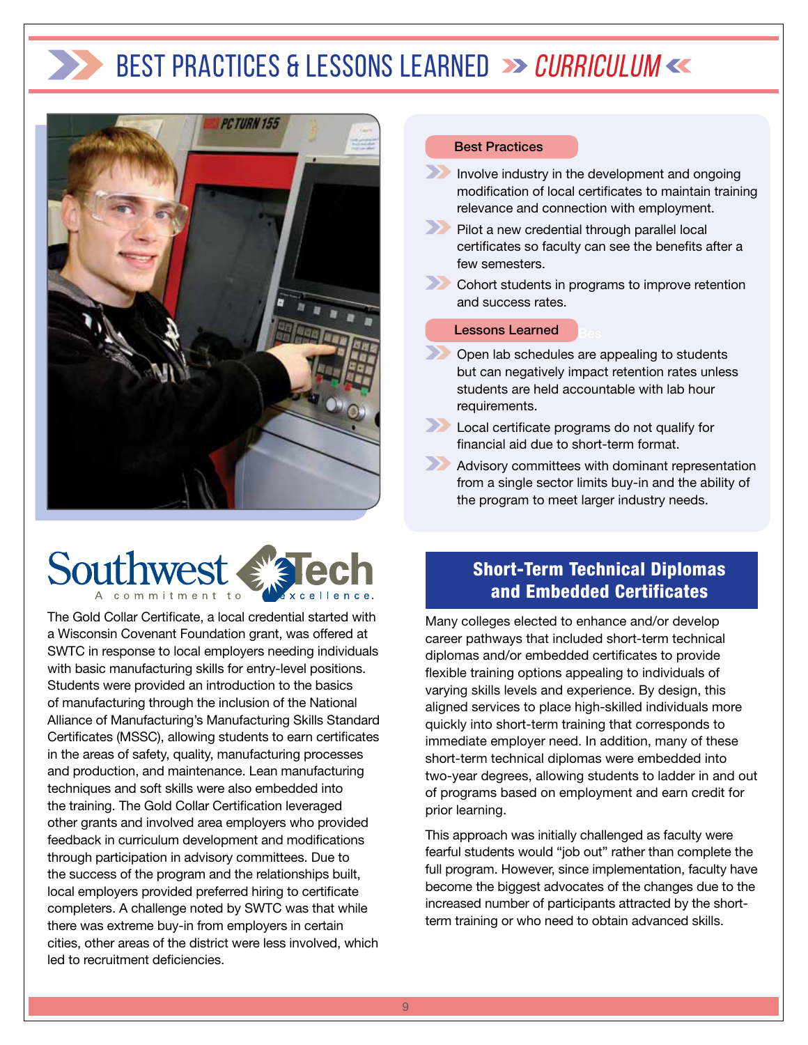# BEST PRACTICES & LESSONS LEARNED » *CURRICULUM*

**Southwest Tech**
A commitment to excellence.

The Gold Collar Certificate, a local credential started with a Wisconsin Covenant Foundation grant, was offered at SWTC in response to local employers needing individuals with basic manufacturing skills for entry-level positions. Students were provided an introduction to the basics of manufacturing through the inclusion of the National Alliance of Manufacturing's Manufacturing Skills Standard Certificates (MSSC), allowing students to earn certificates in the areas of safety, quality, manufacturing processes and production, and maintenance. Lean manufacturing techniques and soft skills were also embedded into the training. The Gold Collar Certification leveraged other grants and involved area employers who provided feedback in curriculum development and modifications through participation in advisory committees. Due to the success of the program and the relationships built, local employers provided preferred hiring to certificate completers. A challenge noted by SWTC was that while there was extreme buy-in from employers in certain cities, other areas of the district were less involved, which led to recruitment deficiencies.

### Best Practices

- Involve industry in the development and ongoing modification of local certificates to maintain training relevance and connection with employment.
- Pilot a new credential through parallel local certificates so faculty can see the benefits after a few semesters.
- Cohort students in programs to improve retention and success rates.

### Lessons Learned

- Open lab schedules are appealing to students but can negatively impact retention rates unless students are held accountable with lab hour requirements.
- Local certificate programs do not qualify for financial aid due to short-term format.
- Advisory committees with dominant representation from a single sector limits buy-in and the ability of the program to meet larger industry needs.

## Short-Term Technical Diplomas and Embedded Certificates

Many colleges elected to enhance and/or develop career pathways that included short-term technical diplomas and/or embedded certificates to provide flexible training options appealing to individuals of varying skills levels and experience. By design, this aligned services to place high-skilled individuals more quickly into short-term training that corresponds to immediate employer need. In addition, many of these short-term technical diplomas were embedded into two-year degrees, allowing students to ladder in and out of programs based on employment and earn credit for prior learning.

This approach was initially challenged as faculty were fearful students would "job out" rather than complete the full program. However, since implementation, faculty have become the biggest advocates of the changes due to the increased number of participants attracted by the short-term training or who need to obtain advanced skills.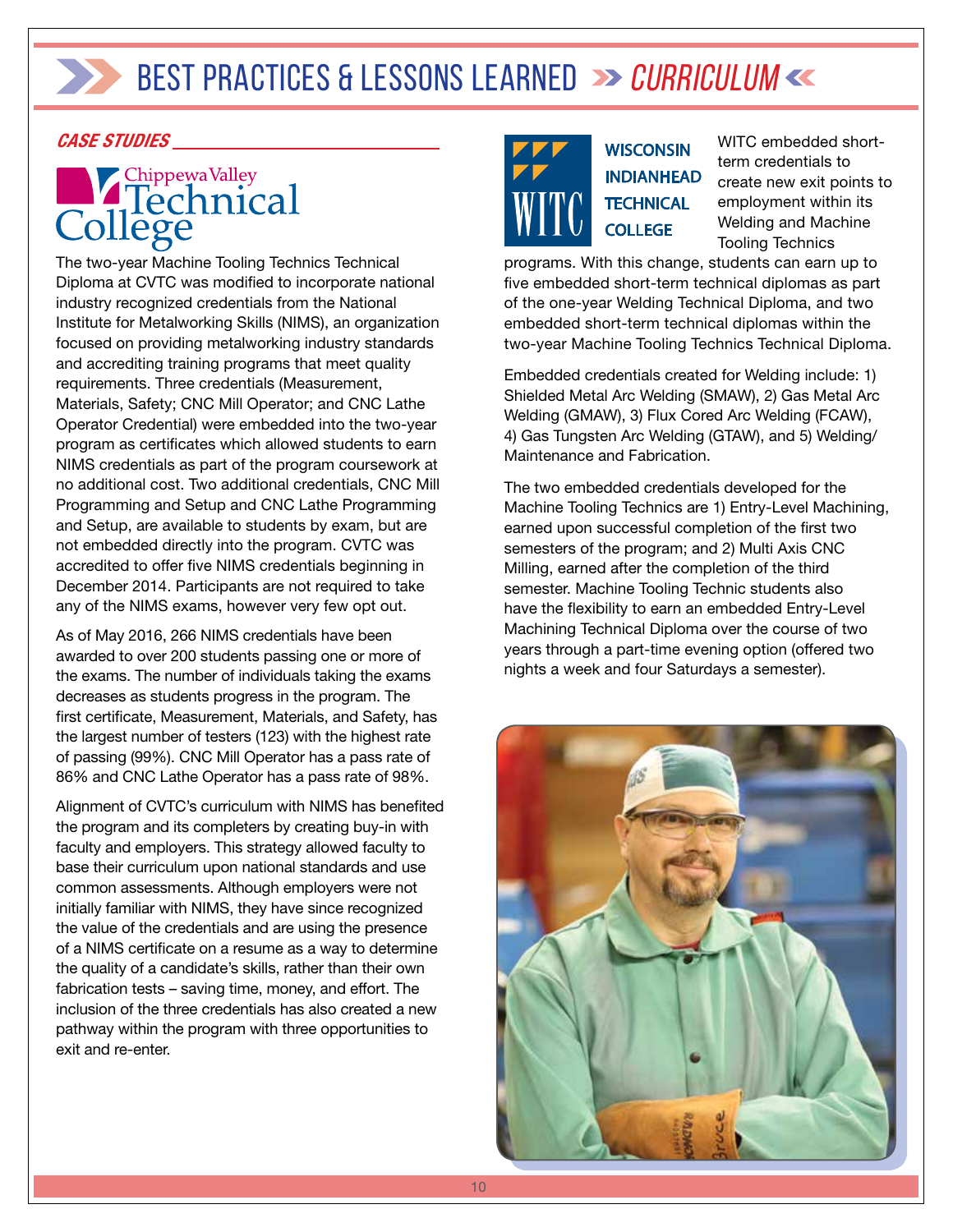# BEST PRACTICES & LESSONS LEARNED » *CURRICULUM* «

## *CASE STUDIES*

### Chippewa Valley Technical College

The two-year Machine Tooling Technics Technical Diploma at CVTC was modified to incorporate national industry recognized credentials from the National Institute for Metalworking Skills (NIMS), an organization focused on providing metalworking industry standards and accrediting training programs that meet quality requirements. Three credentials (Measurement, Materials, Safety; CNC Mill Operator; and CNC Lathe Operator Credential) were embedded into the two-year program as certificates which allowed students to earn NIMS credentials as part of the program coursework at no additional cost. Two additional credentials, CNC Mill Programming and Setup and CNC Lathe Programming and Setup, are available to students by exam, but are not embedded directly into the program. CVTC was accredited to offer five NIMS credentials beginning in December 2014. Participants are not required to take any of the NIMS exams, however very few opt out.

As of May 2016, 266 NIMS credentials have been awarded to over 200 students passing one or more of the exams. The number of individuals taking the exams decreases as students progress in the program. The first certificate, Measurement, Materials, and Safety, has the largest number of testers (123) with the highest rate of passing (99%). CNC Mill Operator has a pass rate of 86% and CNC Lathe Operator has a pass rate of 98%.

Alignment of CVTC's curriculum with NIMS has benefited the program and its completers by creating buy-in with faculty and employers. This strategy allowed faculty to base their curriculum upon national standards and use common assessments. Although employers were not initially familiar with NIMS, they have since recognized the value of the credentials and are using the presence of a NIMS certificate on a resume as a way to determine the quality of a candidate's skills, rather than their own fabrication tests – saving time, money, and effort. The inclusion of the three credentials has also created a new pathway within the program with three opportunities to exit and re-enter.

### WITC – Wisconsin Indianhead Technical College

WITC embedded short-term credentials to create new exit points to employment within its Welding and Machine Tooling Technics programs. With this change, students can earn up to five embedded short-term technical diplomas as part of the one-year Welding Technical Diploma, and two embedded short-term technical diplomas within the two-year Machine Tooling Technics Technical Diploma.

Embedded credentials created for Welding include: 1) Shielded Metal Arc Welding (SMAW), 2) Gas Metal Arc Welding (GMAW), 3) Flux Cored Arc Welding (FCAW), 4) Gas Tungsten Arc Welding (GTAW), and 5) Welding/ Maintenance and Fabrication.

The two embedded credentials developed for the Machine Tooling Technics are 1) Entry-Level Machining, earned upon successful completion of the first two semesters of the program; and 2) Multi Axis CNC Milling, earned after the completion of the third semester. Machine Tooling Technic students also have the flexibility to earn an embedded Entry-Level Machining Technical Diploma over the course of two years through a part-time evening option (offered two nights a week and four Saturdays a semester).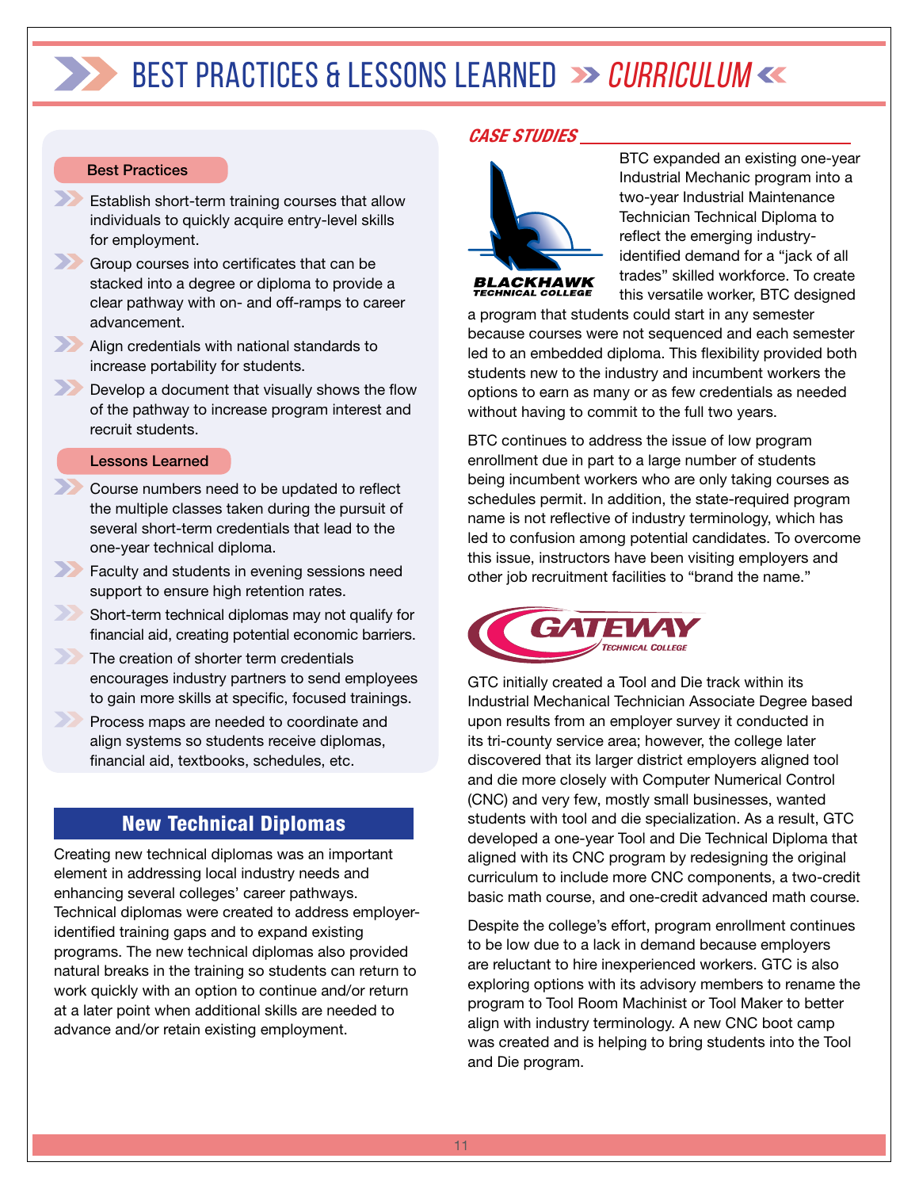# BEST PRACTICES & LESSONS LEARNED » *CURRICULUM* «

**Best Practices**

- Establish short-term training courses that allow individuals to quickly acquire entry-level skills for employment.
- Group courses into certificates that can be stacked into a degree or diploma to provide a clear pathway with on- and off-ramps to career advancement.
- Align credentials with national standards to increase portability for students.
- Develop a document that visually shows the flow of the pathway to increase program interest and recruit students.

**Lessons Learned**

- Course numbers need to be updated to reflect the multiple classes taken during the pursuit of several short-term credentials that lead to the one-year technical diploma.
- Faculty and students in evening sessions need support to ensure high retention rates.
- Short-term technical diplomas may not qualify for financial aid, creating potential economic barriers.
- The creation of shorter term credentials encourages industry partners to send employees to gain more skills at specific, focused trainings.
- Process maps are needed to coordinate and align systems so students receive diplomas, financial aid, textbooks, schedules, etc.

## New Technical Diplomas

Creating new technical diplomas was an important element in addressing local industry needs and enhancing several colleges' career pathways. Technical diplomas were created to address employer-identified training gaps and to expand existing programs. The new technical diplomas also provided natural breaks in the training so students can return to work quickly with an option to continue and/or return at a later point when additional skills are needed to advance and/or retain existing employment.

### *CASE STUDIES*

BLACKHAWK TECHNICAL COLLEGE

BTC expanded an existing one-year Industrial Mechanic program into a two-year Industrial Maintenance Technician Technical Diploma to reflect the emerging industry-identified demand for a "jack of all trades" skilled workforce. To create this versatile worker, BTC designed a program that students could start in any semester because courses were not sequenced and each semester led to an embedded diploma. This flexibility provided both students new to the industry and incumbent workers the options to earn as many or as few credentials as needed without having to commit to the full two years.

BTC continues to address the issue of low program enrollment due in part to a large number of students being incumbent workers who are only taking courses as schedules permit. In addition, the state-required program name is not reflective of industry terminology, which has led to confusion among potential candidates. To overcome this issue, instructors have been visiting employers and other job recruitment facilities to "brand the name."

GATEWAY TECHNICAL COLLEGE

GTC initially created a Tool and Die track within its Industrial Mechanical Technician Associate Degree based upon results from an employer survey it conducted in its tri-county service area; however, the college later discovered that its larger district employers aligned tool and die more closely with Computer Numerical Control (CNC) and very few, mostly small businesses, wanted students with tool and die specialization. As a result, GTC developed a one-year Tool and Die Technical Diploma that aligned with its CNC program by redesigning the original curriculum to include more CNC components, a two-credit basic math course, and one-credit advanced math course.

Despite the college's effort, program enrollment continues to be low due to a lack in demand because employers are reluctant to hire inexperienced workers. GTC is also exploring options with its advisory members to rename the program to Tool Room Machinist or Tool Maker to better align with industry terminology. A new CNC boot camp was created and is helping to bring students into the Tool and Die program.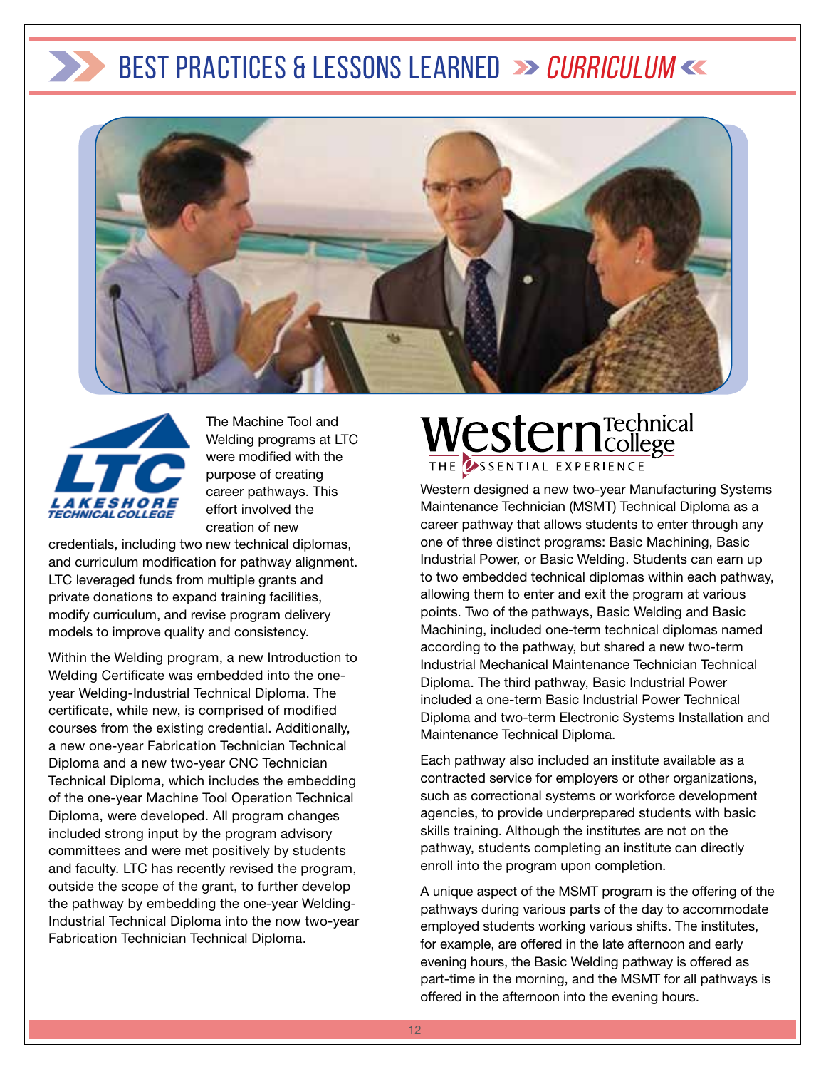# BEST PRACTICES & LESSONS LEARNED » *CURRICULUM* «

## Lakeshore Technical College (LTC)

The Machine Tool and Welding programs at LTC were modified with the purpose of creating career pathways. This effort involved the creation of new credentials, including two new technical diplomas, and curriculum modification for pathway alignment. LTC leveraged funds from multiple grants and private donations to expand training facilities, modify curriculum, and revise program delivery models to improve quality and consistency.

Within the Welding program, a new Introduction to Welding Certificate was embedded into the one-year Welding-Industrial Technical Diploma. The certificate, while new, is comprised of modified courses from the existing credential. Additionally, a new one-year Fabrication Technician Technical Diploma and a new two-year CNC Technician Technical Diploma, which includes the embedding of the one-year Machine Tool Operation Technical Diploma, were developed. All program changes included strong input by the program advisory committees and were met positively by students and faculty. LTC has recently revised the program, outside the scope of the grant, to further develop the pathway by embedding the one-year Welding-Industrial Technical Diploma into the now two-year Fabrication Technician Technical Diploma.

## Western Technical College — THE eSSENTIAL EXPERIENCE

Western designed a new two-year Manufacturing Systems Maintenance Technician (MSMT) Technical Diploma as a career pathway that allows students to enter through any one of three distinct programs: Basic Machining, Basic Industrial Power, or Basic Welding. Students can earn up to two embedded technical diplomas within each pathway, allowing them to enter and exit the program at various points. Two of the pathways, Basic Welding and Basic Machining, included one-term technical diplomas named according to the pathway, but shared a new two-term Industrial Mechanical Maintenance Technician Technical Diploma. The third pathway, Basic Industrial Power included a one-term Basic Industrial Power Technical Diploma and two-term Electronic Systems Installation and Maintenance Technical Diploma.

Each pathway also included an institute available as a contracted service for employers or other organizations, such as correctional systems or workforce development agencies, to provide underprepared students with basic skills training. Although the institutes are not on the pathway, students completing an institute can directly enroll into the program upon completion.

A unique aspect of the MSMT program is the offering of the pathways during various parts of the day to accommodate employed students working various shifts. The institutes, for example, are offered in the late afternoon and early evening hours, the Basic Welding pathway is offered as part-time in the morning, and the MSMT for all pathways is offered in the afternoon into the evening hours.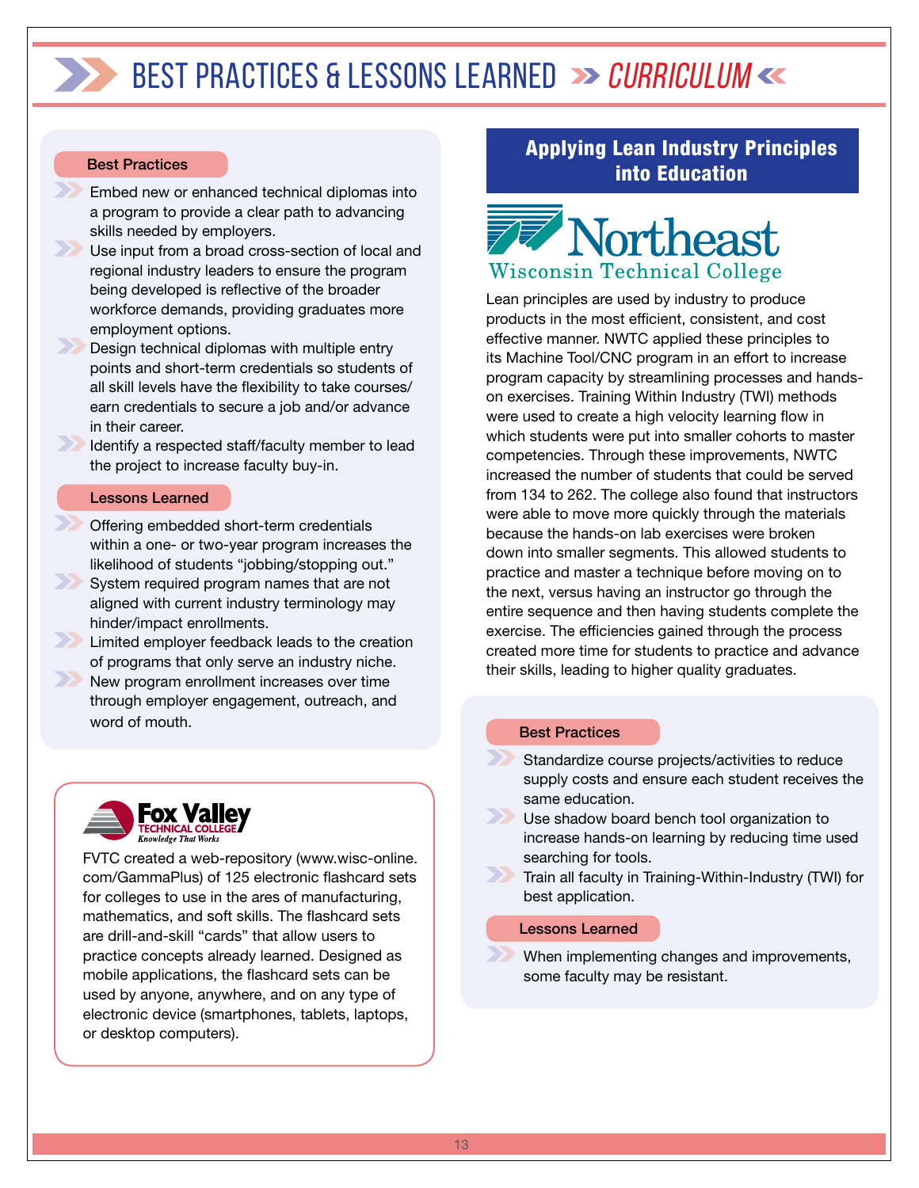# BEST PRACTICES & LESSONS LEARNED » CURRICULUM «

**Best Practices**

- Embed new or enhanced technical diplomas into a program to provide a clear path to advancing skills needed by employers.
- Use input from a broad cross-section of local and regional industry leaders to ensure the program being developed is reflective of the broader workforce demands, providing graduates more employment options.
- Design technical diplomas with multiple entry points and short-term credentials so students of all skill levels have the flexibility to take courses/earn credentials to secure a job and/or advance in their career.
- Identify a respected staff/faculty member to lead the project to increase faculty buy-in.

**Lessons Learned**

- Offering embedded short-term credentials within a one- or two-year program increases the likelihood of students "jobbing/stopping out."
- System required program names that are not aligned with current industry terminology may hinder/impact enrollments.
- Limited employer feedback leads to the creation of programs that only serve an industry niche.
- New program enrollment increases over time through employer engagement, outreach, and word of mouth.

**Fox Valley Technical College** — *Knowledge That Works*

FVTC created a web-repository (www.wisc-online.com/GammaPlus) of 125 electronic flashcard sets for colleges to use in the ares of manufacturing, mathematics, and soft skills. The flashcard sets are drill-and-skill "cards" that allow users to practice concepts already learned. Designed as mobile applications, the flashcard sets can be used by anyone, anywhere, and on any type of electronic device (smartphones, tablets, laptops, or desktop computers).

## Applying Lean Industry Principles into Education

**Northeast Wisconsin Technical College**

Lean principles are used by industry to produce products in the most efficient, consistent, and cost effective manner. NWTC applied these principles to its Machine Tool/CNC program in an effort to increase program capacity by streamlining processes and hands-on exercises. Training Within Industry (TWI) methods were used to create a high velocity learning flow in which students were put into smaller cohorts to master competencies. Through these improvements, NWTC increased the number of students that could be served from 134 to 262. The college also found that instructors were able to move more quickly through the materials because the hands-on lab exercises were broken down into smaller segments. This allowed students to practice and master a technique before moving on to the next, versus having an instructor go through the entire sequence and then having students complete the exercise. The efficiencies gained through the process created more time for students to practice and advance their skills, leading to higher quality graduates.

**Best Practices**

- Standardize course projects/activities to reduce supply costs and ensure each student receives the same education.
- Use shadow board bench tool organization to increase hands-on learning by reducing time used searching for tools.
- Train all faculty in Training-Within-Industry (TWI) for best application.

**Lessons Learned**

- When implementing changes and improvements, some faculty may be resistant.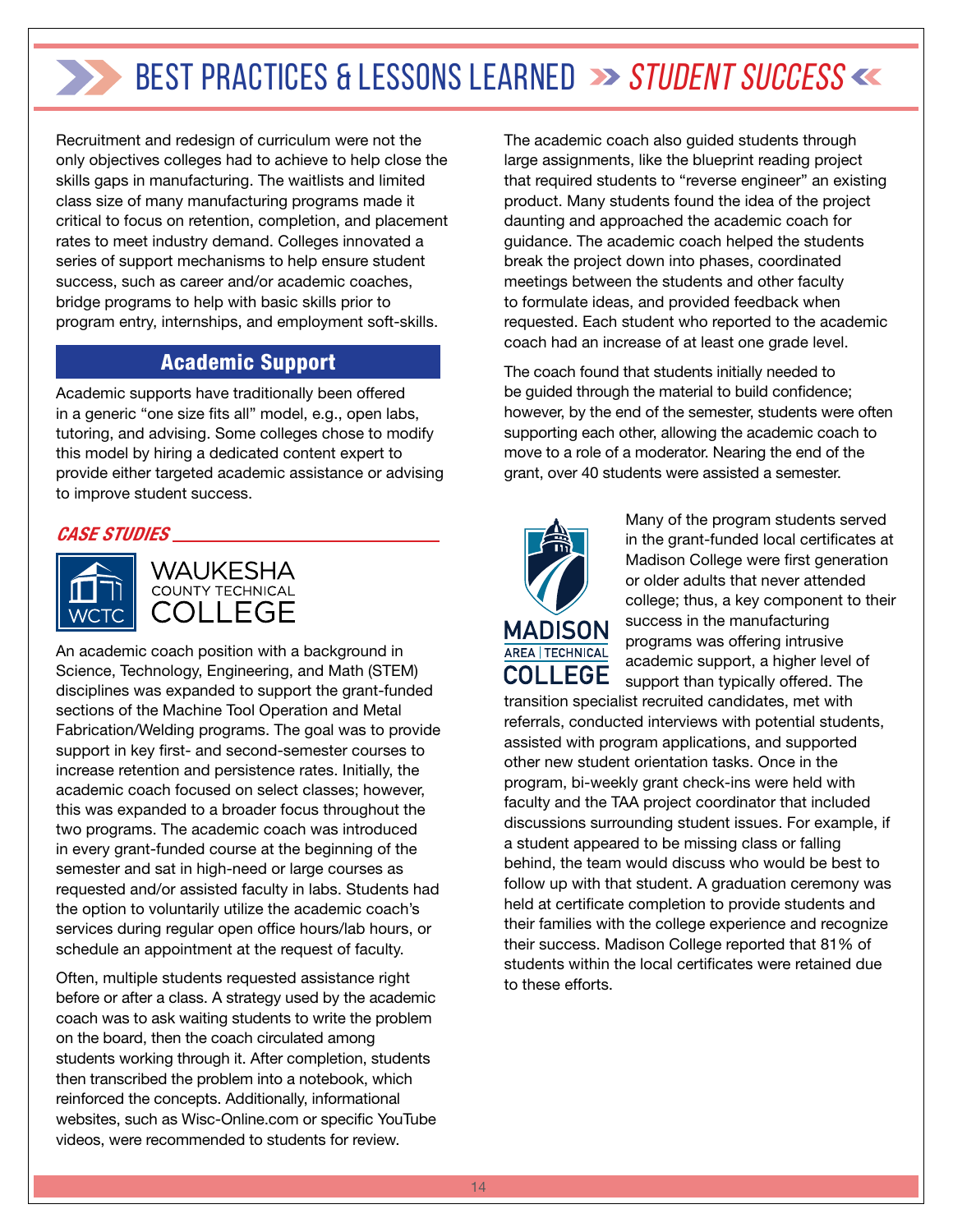# BEST PRACTICES & LESSONS LEARNED » *STUDENT SUCCESS* «

Recruitment and redesign of curriculum were not the only objectives colleges had to achieve to help close the skills gaps in manufacturing. The waitlists and limited class size of many manufacturing programs made it critical to focus on retention, completion, and placement rates to meet industry demand. Colleges innovated a series of support mechanisms to help ensure student success, such as career and/or academic coaches, bridge programs to help with basic skills prior to program entry, internships, and employment soft-skills.

## Academic Support

Academic supports have traditionally been offered in a generic "one size fits all" model, e.g., open labs, tutoring, and advising. Some colleges chose to modify this model by hiring a dedicated content expert to provide either targeted academic assistance or advising to improve student success.

### *CASE STUDIES*

**WCTC – WAUKESHA COUNTY TECHNICAL COLLEGE**

An academic coach position with a background in Science, Technology, Engineering, and Math (STEM) disciplines was expanded to support the grant-funded sections of the Machine Tool Operation and Metal Fabrication/Welding programs. The goal was to provide support in key first- and second-semester courses to increase retention and persistence rates. Initially, the academic coach focused on select classes; however, this was expanded to a broader focus throughout the two programs. The academic coach was introduced in every grant-funded course at the beginning of the semester and sat in high-need or large courses as requested and/or assisted faculty in labs. Students had the option to voluntarily utilize the academic coach's services during regular open office hours/lab hours, or schedule an appointment at the request of faculty.

Often, multiple students requested assistance right before or after a class. A strategy used by the academic coach was to ask waiting students to write the problem on the board, then the coach circulated among students working through it. After completion, students then transcribed the problem into a notebook, which reinforced the concepts. Additionally, informational websites, such as Wisc-Online.com or specific YouTube videos, were recommended to students for review.

The academic coach also guided students through large assignments, like the blueprint reading project that required students to "reverse engineer" an existing product. Many students found the idea of the project daunting and approached the academic coach for guidance. The academic coach helped the students break the project down into phases, coordinated meetings between the students and other faculty to formulate ideas, and provided feedback when requested. Each student who reported to the academic coach had an increase of at least one grade level.

The coach found that students initially needed to be guided through the material to build confidence; however, by the end of the semester, students were often supporting each other, allowing the academic coach to move to a role of a moderator. Nearing the end of the grant, over 40 students were assisted a semester.

**MADISON AREA TECHNICAL COLLEGE**

Many of the program students served in the grant-funded local certificates at Madison College were first generation or older adults that never attended college; thus, a key component to their success in the manufacturing programs was offering intrusive academic support, a higher level of support than typically offered. The transition specialist recruited candidates, met with referrals, conducted interviews with potential students, assisted with program applications, and supported other new student orientation tasks. Once in the program, bi-weekly grant check-ins were held with faculty and the TAA project coordinator that included discussions surrounding student issues. For example, if a student appeared to be missing class or falling behind, the team would discuss who would be best to follow up with that student. A graduation ceremony was held at certificate completion to provide students and their families with the college experience and recognize their success. Madison College reported that 81% of students within the local certificates were retained due to these efforts.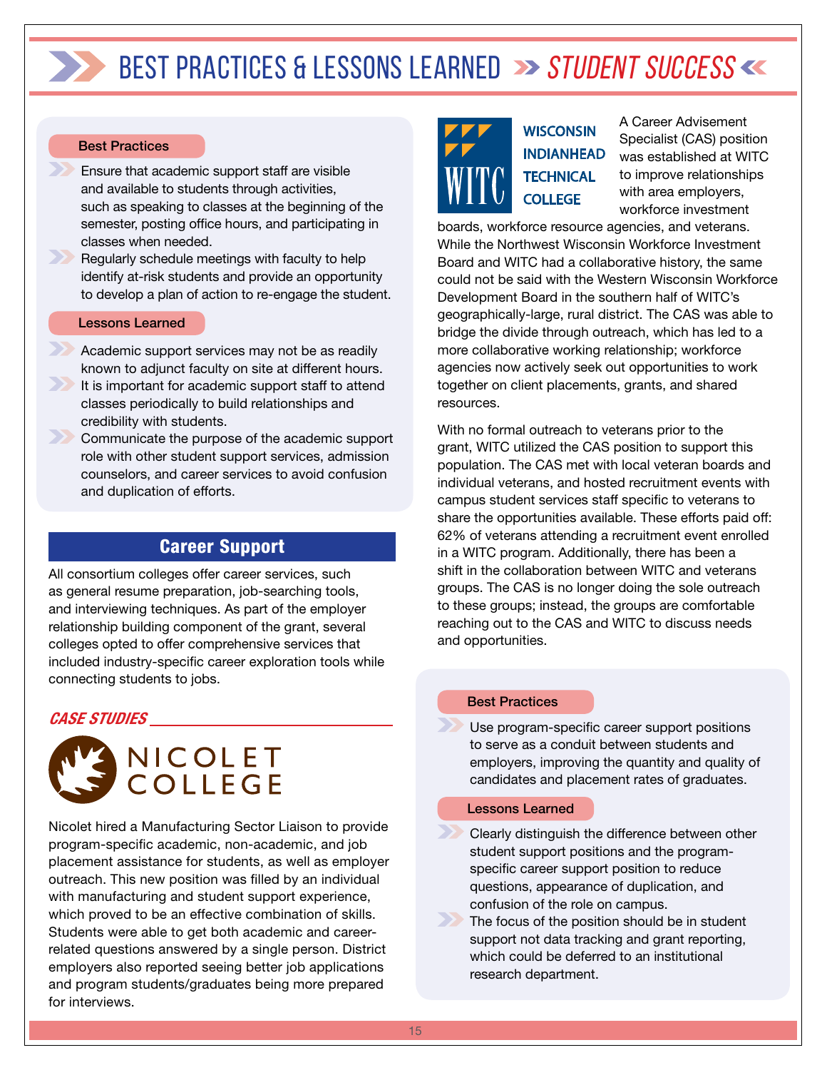# BEST PRACTICES & LESSONS LEARNED » *STUDENT SUCCESS*

**Best Practices**

- Ensure that academic support staff are visible and available to students through activities, such as speaking to classes at the beginning of the semester, posting office hours, and participating in classes when needed.
- Regularly schedule meetings with faculty to help identify at-risk students and provide an opportunity to develop a plan of action to re-engage the student.

**Lessons Learned**

- Academic support services may not be as readily known to adjunct faculty on site at different hours.
- It is important for academic support staff to attend classes periodically to build relationships and credibility with students.
- Communicate the purpose of the academic support role with other student support services, admission counselors, and career services to avoid confusion and duplication of efforts.

## Career Support

All consortium colleges offer career services, such as general resume preparation, job-searching tools, and interviewing techniques. As part of the employer relationship building component of the grant, several colleges opted to offer comprehensive services that included industry-specific career exploration tools while connecting students to jobs.

### *CASE STUDIES*

**NICOLET COLLEGE**

Nicolet hired a Manufacturing Sector Liaison to provide program-specific academic, non-academic, and job placement assistance for students, as well as employer outreach. This new position was filled by an individual with manufacturing and student support experience, which proved to be an effective combination of skills. Students were able to get both academic and career-related questions answered by a single person. District employers also reported seeing better job applications and program students/graduates being more prepared for interviews.

**WITC – WISCONSIN INDIANHEAD TECHNICAL COLLEGE**

A Career Advisement Specialist (CAS) position was established at WITC to improve relationships with area employers, workforce investment boards, workforce resource agencies, and veterans. While the Northwest Wisconsin Workforce Investment Board and WITC had a collaborative history, the same could not be said with the Western Wisconsin Workforce Development Board in the southern half of WITC's geographically-large, rural district. The CAS was able to bridge the divide through outreach, which has led to a more collaborative working relationship; workforce agencies now actively seek out opportunities to work together on client placements, grants, and shared resources.

With no formal outreach to veterans prior to the grant, WITC utilized the CAS position to support this population. The CAS met with local veteran boards and individual veterans, and hosted recruitment events with campus student services staff specific to veterans to share the opportunities available. These efforts paid off: 62% of veterans attending a recruitment event enrolled in a WITC program. Additionally, there has been a shift in the collaboration between WITC and veterans groups. The CAS is no longer doing the sole outreach to these groups; instead, the groups are comfortable reaching out to the CAS and WITC to discuss needs and opportunities.

**Best Practices**

- Use program-specific career support positions to serve as a conduit between students and employers, improving the quantity and quality of candidates and placement rates of graduates.

**Lessons Learned**

- Clearly distinguish the difference between other student support positions and the program-specific career support position to reduce questions, appearance of duplication, and confusion of the role on campus.
- The focus of the position should be in student support not data tracking and grant reporting, which could be deferred to an institutional research department.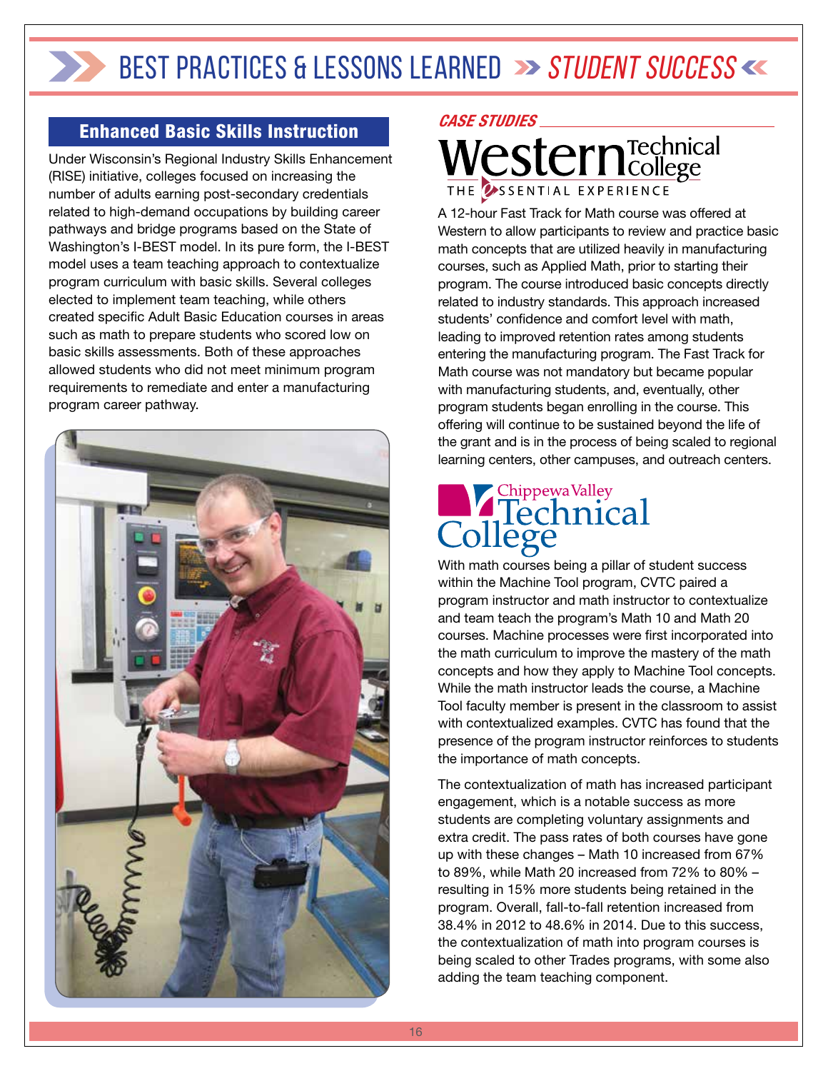# BEST PRACTICES & LESSONS LEARNED >> STUDENT SUCCESS <<

## Enhanced Basic Skills Instruction

Under Wisconsin's Regional Industry Skills Enhancement (RISE) initiative, colleges focused on increasing the number of adults earning post-secondary credentials related to high-demand occupations by building career pathways and bridge programs based on the State of Washington's I-BEST model. In its pure form, the I-BEST model uses a team teaching approach to contextualize program curriculum with basic skills. Several colleges elected to implement team teaching, while others created specific Adult Basic Education courses in areas such as math to prepare students who scored low on basic skills assessments. Both of these approaches allowed students who did not meet minimum program requirements to remediate and enter a manufacturing program career pathway.

## CASE STUDIES

### Western Technical College — THE ESSENTIAL EXPERIENCE

A 12-hour Fast Track for Math course was offered at Western to allow participants to review and practice basic math concepts that are utilized heavily in manufacturing courses, such as Applied Math, prior to starting their program. The course introduced basic concepts directly related to industry standards. This approach increased students' confidence and comfort level with math, leading to improved retention rates among students entering the manufacturing program. The Fast Track for Math course was not mandatory but became popular with manufacturing students, and, eventually, other program students began enrolling in the course. This offering will continue to be sustained beyond the life of the grant and is in the process of being scaled to regional learning centers, other campuses, and outreach centers.

### Chippewa Valley Technical College

With math courses being a pillar of student success within the Machine Tool program, CVTC paired a program instructor and math instructor to contextualize and team teach the program's Math 10 and Math 20 courses. Machine processes were first incorporated into the math curriculum to improve the mastery of the math concepts and how they apply to Machine Tool concepts. While the math instructor leads the course, a Machine Tool faculty member is present in the classroom to assist with contextualized examples. CVTC has found that the presence of the program instructor reinforces to students the importance of math concepts.

The contextualization of math has increased participant engagement, which is a notable success as more students are completing voluntary assignments and extra credit. The pass rates of both courses have gone up with these changes – Math 10 increased from 67% to 89%, while Math 20 increased from 72% to 80% – resulting in 15% more students being retained in the program. Overall, fall-to-fall retention increased from 38.4% in 2012 to 48.6% in 2014. Due to this success, the contextualization of math into program courses is being scaled to other Trades programs, with some also adding the team teaching component.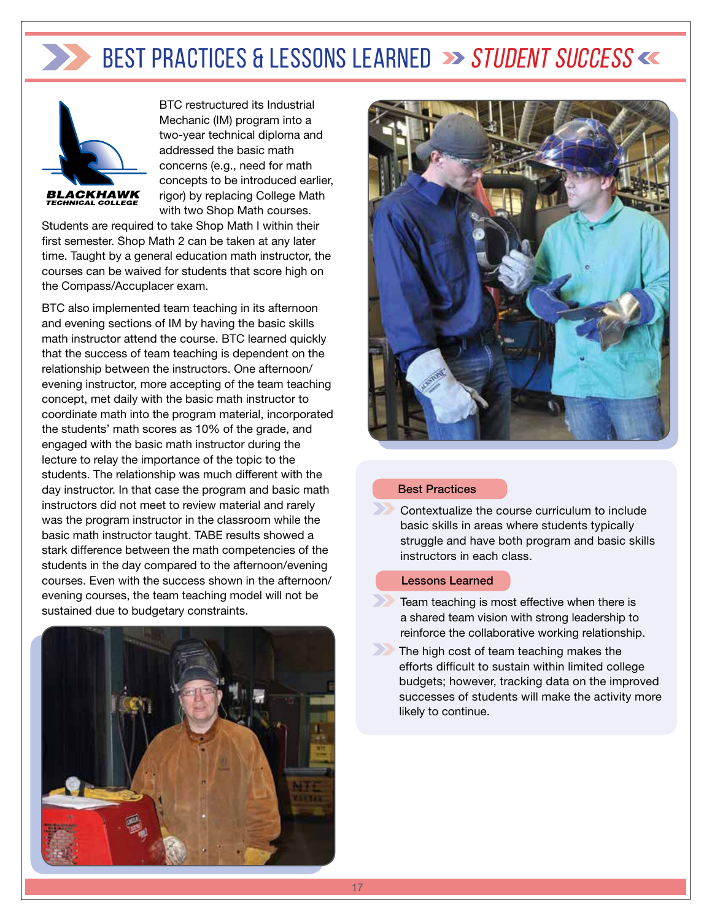# BEST PRACTICES & LESSONS LEARNED » *STUDENT SUCCESS*

BLACKHAWK TECHNICAL COLLEGE

BTC restructured its Industrial Mechanic (IM) program into a two-year technical diploma and addressed the basic math concerns (e.g., need for math concepts to be introduced earlier, rigor) by replacing College Math with two Shop Math courses. Students are required to take Shop Math I within their first semester. Shop Math 2 can be taken at any later time. Taught by a general education math instructor, the courses can be waived for students that score high on the Compass/Accuplacer exam.

BTC also implemented team teaching in its afternoon and evening sections of IM by having the basic skills math instructor attend the course. BTC learned quickly that the success of team teaching is dependent on the relationship between the instructors. One afternoon/evening instructor, more accepting of the team teaching concept, met daily with the basic math instructor to coordinate math into the program material, incorporated the students' math scores as 10% of the grade, and engaged with the basic math instructor during the lecture to relay the importance of the topic to the students. The relationship was much different with the day instructor. In that case the program and basic math instructors did not meet to review material and rarely was the program instructor in the classroom while the basic math instructor taught. TABE results showed a stark difference between the math competencies of the students in the day compared to the afternoon/evening courses. Even with the success shown in the afternoon/evening courses, the team teaching model will not be sustained due to budgetary constraints.

**Best Practices**

- Contextualize the course curriculum to include basic skills in areas where students typically struggle and have both program and basic skills instructors in each class.

**Lessons Learned**

- Team teaching is most effective when there is a shared team vision with strong leadership to reinforce the collaborative working relationship.
- The high cost of team teaching makes the efforts difficult to sustain within limited college budgets; however, tracking data on the improved successes of students will make the activity more likely to continue.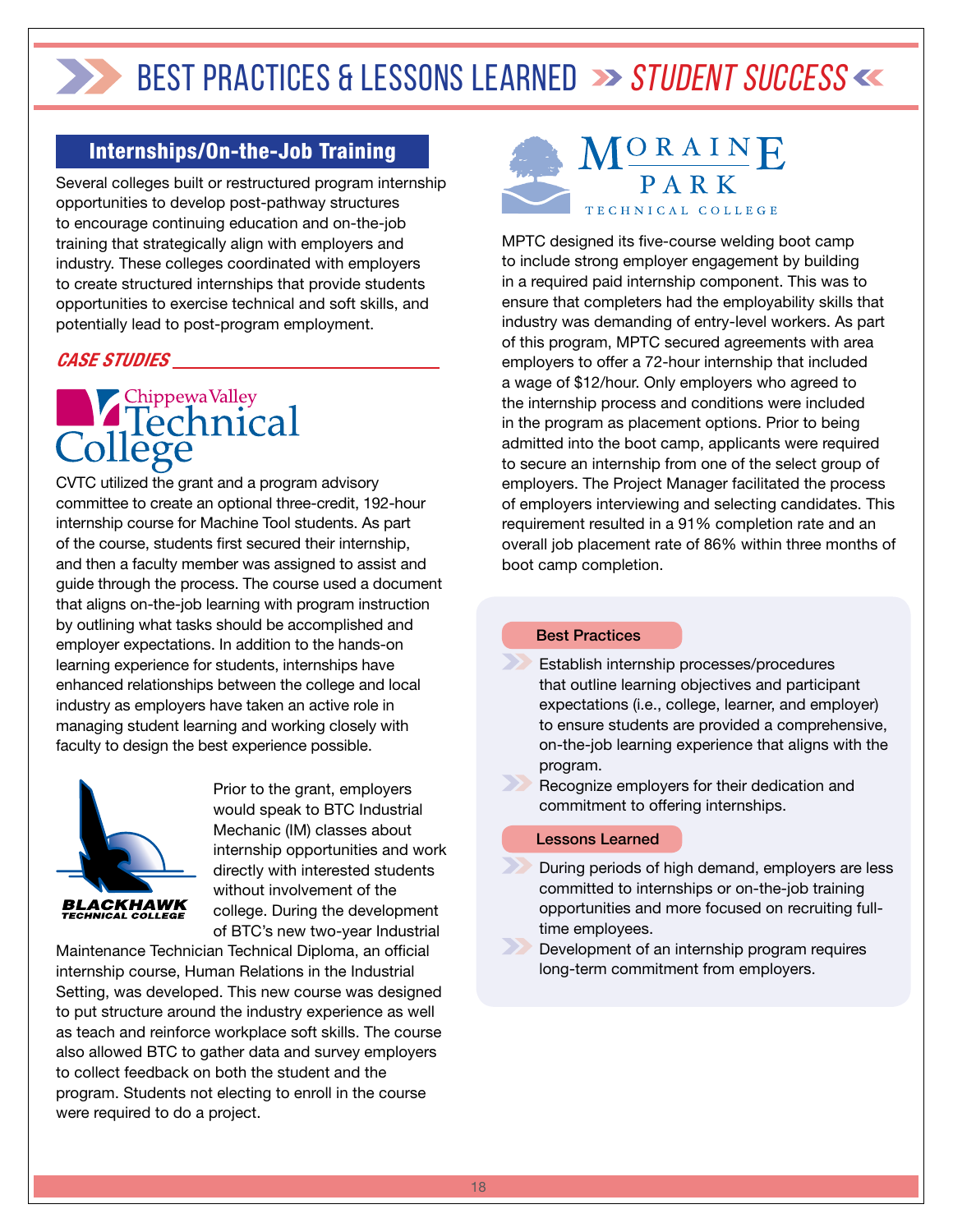# BEST PRACTICES & LESSONS LEARNED » *STUDENT SUCCESS*

## Internships/On-the-Job Training

Several colleges built or restructured program internship opportunities to develop post-pathway structures to encourage continuing education and on-the-job training that strategically align with employers and industry. These colleges coordinated with employers to create structured internships that provide students opportunities to exercise technical and soft skills, and potentially lead to post-program employment.

### *CASE STUDIES*

**Chippewa Valley Technical College**

CVTC utilized the grant and a program advisory committee to create an optional three-credit, 192-hour internship course for Machine Tool students. As part of the course, students first secured their internship, and then a faculty member was assigned to assist and guide through the process. The course used a document that aligns on-the-job learning with program instruction by outlining what tasks should be accomplished and employer expectations. In addition to the hands-on learning experience for students, internships have enhanced relationships between the college and local industry as employers have taken an active role in managing student learning and working closely with faculty to design the best experience possible.

**Blackhawk Technical College**

Prior to the grant, employers would speak to BTC Industrial Mechanic (IM) classes about internship opportunities and work directly with interested students without involvement of the college. During the development of BTC's new two-year Industrial Maintenance Technician Technical Diploma, an official internship course, Human Relations in the Industrial Setting, was developed. This new course was designed to put structure around the industry experience as well as teach and reinforce workplace soft skills. The course also allowed BTC to gather data and survey employers to collect feedback on both the student and the program. Students not electing to enroll in the course were required to do a project.

**Moraine Park Technical College**

MPTC designed its five-course welding boot camp to include strong employer engagement by building in a required paid internship component. This was to ensure that completers had the employability skills that industry was demanding of entry-level workers. As part of this program, MPTC secured agreements with area employers to offer a 72-hour internship that included a wage of $12/hour. Only employers who agreed to the internship process and conditions were included in the program as placement options. Prior to being admitted into the boot camp, applicants were required to secure an internship from one of the select group of employers. The Project Manager facilitated the process of employers interviewing and selecting candidates. This requirement resulted in a 91% completion rate and an overall job placement rate of 86% within three months of boot camp completion.

#### Best Practices

- Establish internship processes/procedures that outline learning objectives and participant expectations (i.e., college, learner, and employer) to ensure students are provided a comprehensive, on-the-job learning experience that aligns with the program.
- Recognize employers for their dedication and commitment to offering internships.

#### Lessons Learned

- During periods of high demand, employers are less committed to internships or on-the-job training opportunities and more focused on recruiting full-time employees.
- Development of an internship program requires long-term commitment from employers.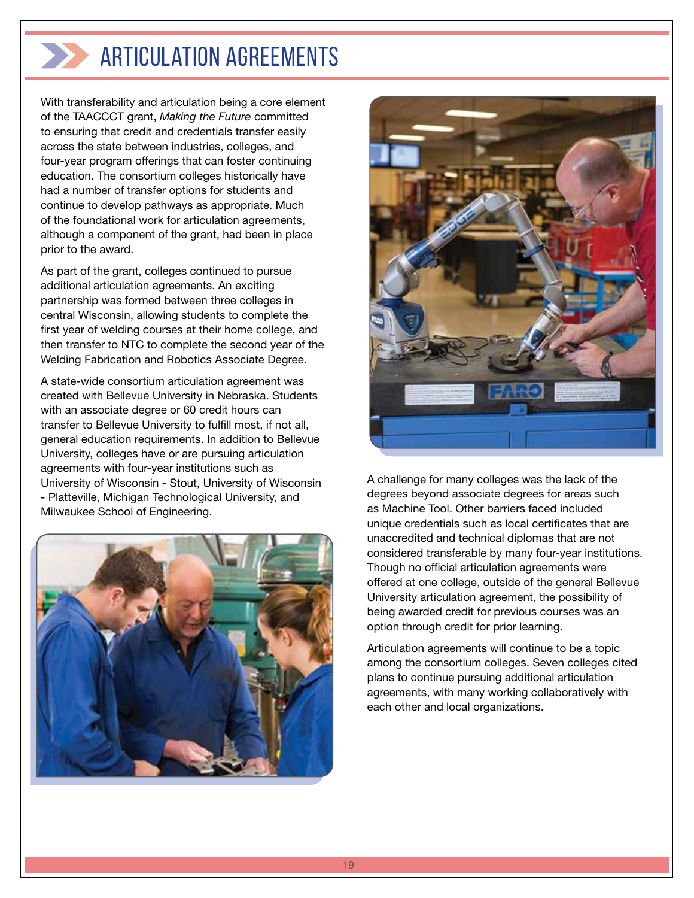# ARTICULATION AGREEMENTS

With transferability and articulation being a core element of the TAACCCT grant, *Making the Future* committed to ensuring that credit and credentials transfer easily across the state between industries, colleges, and four-year program offerings that can foster continuing education. The consortium colleges historically have had a number of transfer options for students and continue to develop pathways as appropriate. Much of the foundational work for articulation agreements, although a component of the grant, had been in place prior to the award.

As part of the grant, colleges continued to pursue additional articulation agreements. An exciting partnership was formed between three colleges in central Wisconsin, allowing students to complete the first year of welding courses at their home college, and then transfer to NTC to complete the second year of the Welding Fabrication and Robotics Associate Degree.

A state-wide consortium articulation agreement was created with Bellevue University in Nebraska. Students with an associate degree or 60 credit hours can transfer to Bellevue University to fulfill most, if not all, general education requirements. In addition to Bellevue University, colleges have or are pursuing articulation agreements with four-year institutions such as University of Wisconsin - Stout, University of Wisconsin - Platteville, Michigan Technological University, and Milwaukee School of Engineering.

A challenge for many colleges was the lack of the degrees beyond associate degrees for areas such as Machine Tool. Other barriers faced included unique credentials such as local certificates that are unaccredited and technical diplomas that are not considered transferable by many four-year institutions. Though no official articulation agreements were offered at one college, outside of the general Bellevue University articulation agreement, the possibility of being awarded credit for previous courses was an option through credit for prior learning.

Articulation agreements will continue to be a topic among the consortium colleges. Seven colleges cited plans to continue pursuing additional articulation agreements, with many working collaboratively with each other and local organizations.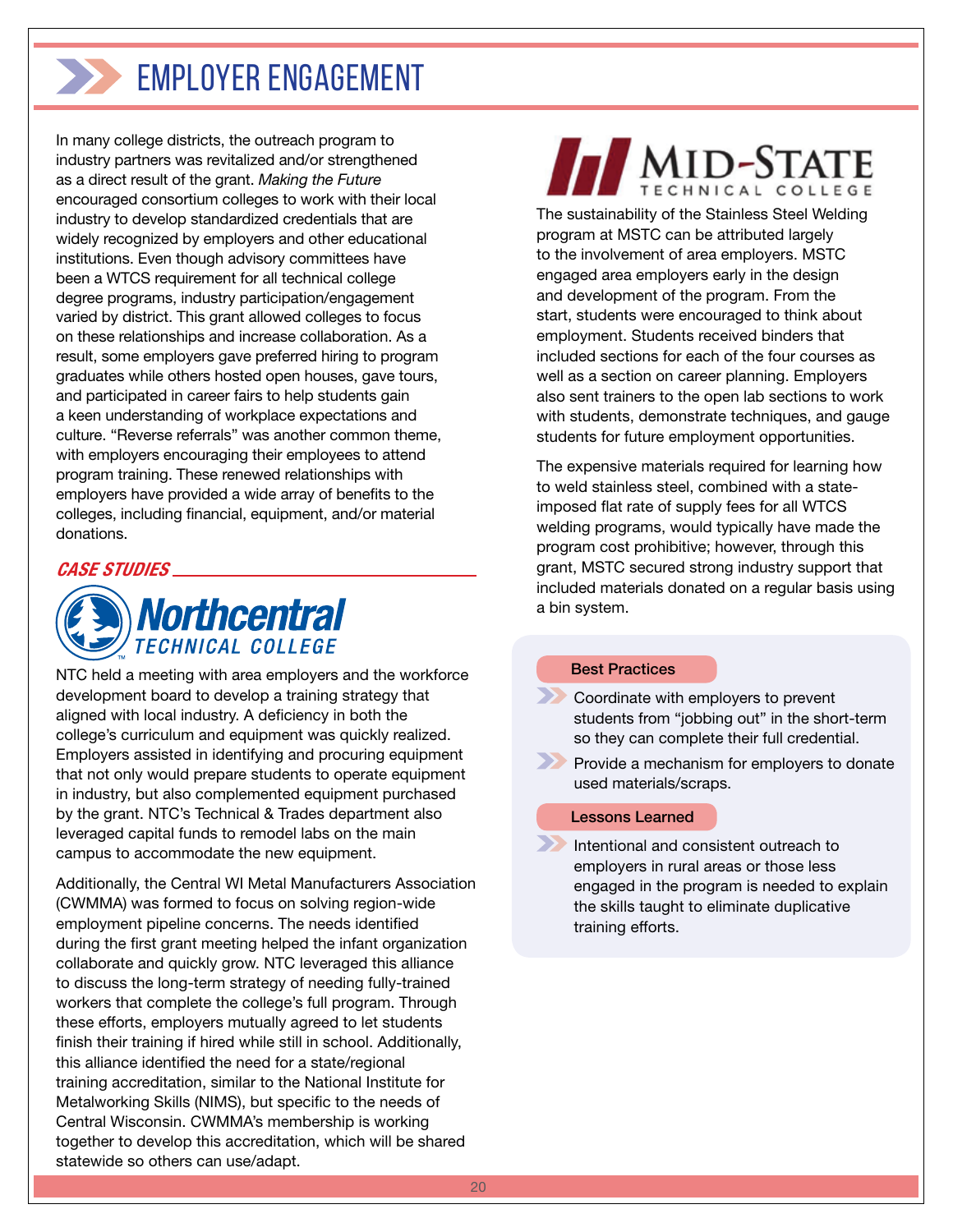# EMPLOYER ENGAGEMENT

In many college districts, the outreach program to industry partners was revitalized and/or strengthened as a direct result of the grant. *Making the Future* encouraged consortium colleges to work with their local industry to develop standardized credentials that are widely recognized by employers and other educational institutions. Even though advisory committees have been a WTCS requirement for all technical college degree programs, industry participation/engagement varied by district. This grant allowed colleges to focus on these relationships and increase collaboration. As a result, some employers gave preferred hiring to program graduates while others hosted open houses, gave tours, and participated in career fairs to help students gain a keen understanding of workplace expectations and culture. "Reverse referrals" was another common theme, with employers encouraging their employees to attend program training. These renewed relationships with employers have provided a wide array of benefits to the colleges, including financial, equipment, and/or material donations.

## CASE STUDIES

### Northcentral Technical College

NTC held a meeting with area employers and the workforce development board to develop a training strategy that aligned with local industry. A deficiency in both the college's curriculum and equipment was quickly realized. Employers assisted in identifying and procuring equipment that not only would prepare students to operate equipment in industry, but also complemented equipment purchased by the grant. NTC's Technical & Trades department also leveraged capital funds to remodel labs on the main campus to accommodate the new equipment.

Additionally, the Central WI Metal Manufacturers Association (CWMMA) was formed to focus on solving region-wide employment pipeline concerns. The needs identified during the first grant meeting helped the infant organization collaborate and quickly grow. NTC leveraged this alliance to discuss the long-term strategy of needing fully-trained workers that complete the college's full program. Through these efforts, employers mutually agreed to let students finish their training if hired while still in school. Additionally, this alliance identified the need for a state/regional training accreditation, similar to the National Institute for Metalworking Skills (NIMS), but specific to the needs of Central Wisconsin. CWMMA's membership is working together to develop this accreditation, which will be shared statewide so others can use/adapt.

### Mid-State Technical College

The sustainability of the Stainless Steel Welding program at MSTC can be attributed largely to the involvement of area employers. MSTC engaged area employers early in the design and development of the program. From the start, students were encouraged to think about employment. Students received binders that included sections for each of the four courses as well as a section on career planning. Employers also sent trainers to the open lab sections to work with students, demonstrate techniques, and gauge students for future employment opportunities.

The expensive materials required for learning how to weld stainless steel, combined with a state-imposed flat rate of supply fees for all WTCS welding programs, would typically have made the program cost prohibitive; however, through this grant, MSTC secured strong industry support that included materials donated on a regular basis using a bin system.

**Best Practices**

- Coordinate with employers to prevent students from "jobbing out" in the short-term so they can complete their full credential.
- Provide a mechanism for employers to donate used materials/scraps.

**Lessons Learned**

- Intentional and consistent outreach to employers in rural areas or those less engaged in the program is needed to explain the skills taught to eliminate duplicative training efforts.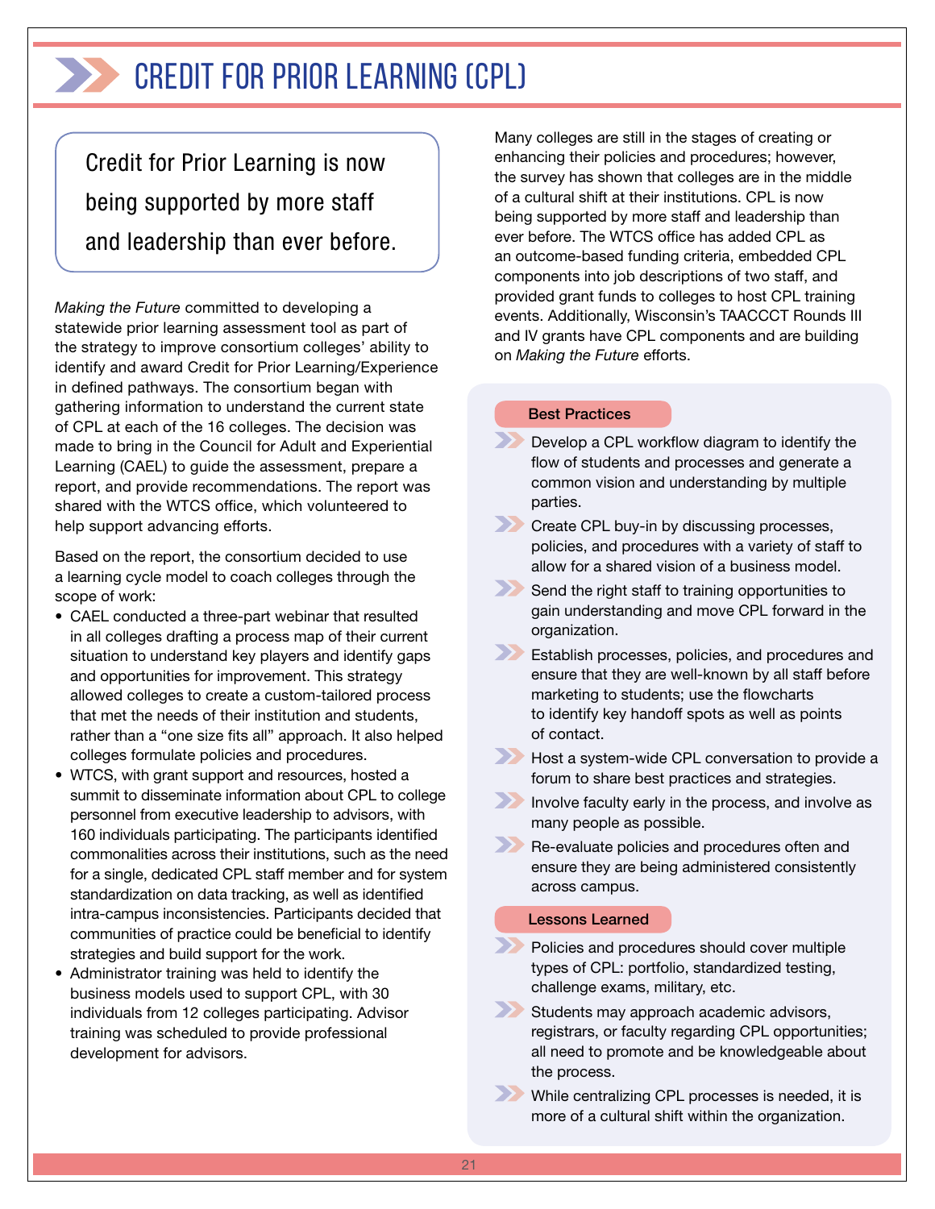# CREDIT FOR PRIOR LEARNING (CPL)

> Credit for Prior Learning is now being supported by more staff and leadership than ever before.

*Making the Future* committed to developing a statewide prior learning assessment tool as part of the strategy to improve consortium colleges' ability to identify and award Credit for Prior Learning/Experience in defined pathways. The consortium began with gathering information to understand the current state of CPL at each of the 16 colleges. The decision was made to bring in the Council for Adult and Experiential Learning (CAEL) to guide the assessment, prepare a report, and provide recommendations. The report was shared with the WTCS office, which volunteered to help support advancing efforts.

Based on the report, the consortium decided to use a learning cycle model to coach colleges through the scope of work:

- CAEL conducted a three-part webinar that resulted in all colleges drafting a process map of their current situation to understand key players and identify gaps and opportunities for improvement. This strategy allowed colleges to create a custom-tailored process that met the needs of their institution and students, rather than a "one size fits all" approach. It also helped colleges formulate policies and procedures.
- WTCS, with grant support and resources, hosted a summit to disseminate information about CPL to college personnel from executive leadership to advisors, with 160 individuals participating. The participants identified commonalities across their institutions, such as the need for a single, dedicated CPL staff member and for system standardization on data tracking, as well as identified intra-campus inconsistencies. Participants decided that communities of practice could be beneficial to identify strategies and build support for the work.
- Administrator training was held to identify the business models used to support CPL, with 30 individuals from 12 colleges participating. Advisor training was scheduled to provide professional development for advisors.

Many colleges are still in the stages of creating or enhancing their policies and procedures; however, the survey has shown that colleges are in the middle of a cultural shift at their institutions. CPL is now being supported by more staff and leadership than ever before. The WTCS office has added CPL as an outcome-based funding criteria, embedded CPL components into job descriptions of two staff, and provided grant funds to colleges to host CPL training events. Additionally, Wisconsin's TAACCCT Rounds III and IV grants have CPL components and are building on *Making the Future* efforts.

**Best Practices**

- Develop a CPL workflow diagram to identify the flow of students and processes and generate a common vision and understanding by multiple parties.
- Create CPL buy-in by discussing processes, policies, and procedures with a variety of staff to allow for a shared vision of a business model.
- Send the right staff to training opportunities to gain understanding and move CPL forward in the organization.
- Establish processes, policies, and procedures and ensure that they are well-known by all staff before marketing to students; use the flowcharts to identify key handoff spots as well as points of contact.
- Host a system-wide CPL conversation to provide a forum to share best practices and strategies.
- Involve faculty early in the process, and involve as many people as possible.
- Re-evaluate policies and procedures often and ensure they are being administered consistently across campus.

**Lessons Learned**

- Policies and procedures should cover multiple types of CPL: portfolio, standardized testing, challenge exams, military, etc.
- Students may approach academic advisors, registrars, or faculty regarding CPL opportunities; all need to promote and be knowledgeable about the process.
- While centralizing CPL processes is needed, it is more of a cultural shift within the organization.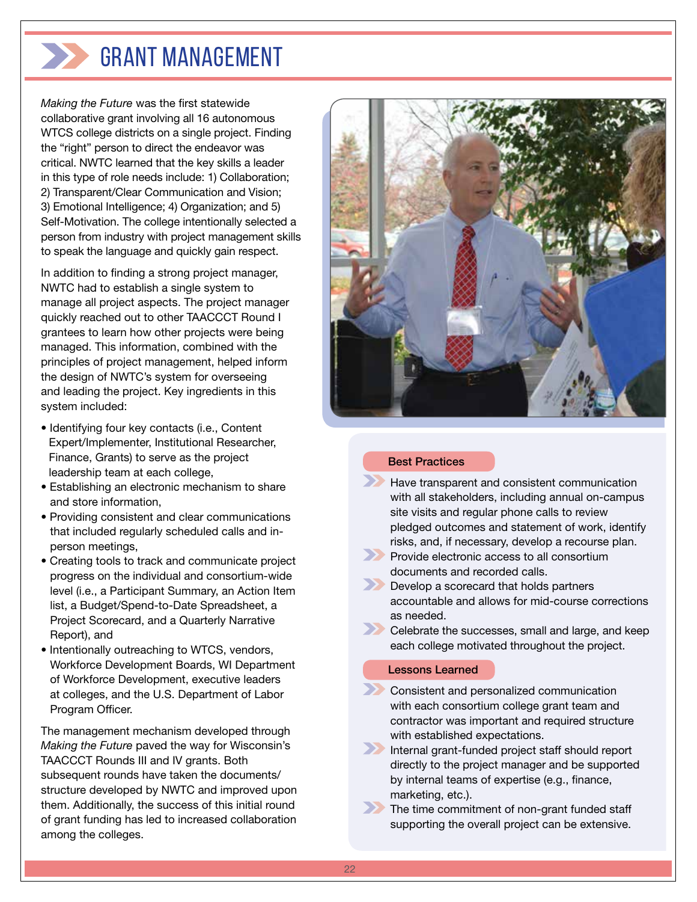# GRANT MANAGEMENT

*Making the Future* was the first statewide collaborative grant involving all 16 autonomous WTCS college districts on a single project. Finding the "right" person to direct the endeavor was critical. NWTC learned that the key skills a leader in this type of role needs include: 1) Collaboration; 2) Transparent/Clear Communication and Vision; 3) Emotional Intelligence; 4) Organization; and 5) Self-Motivation. The college intentionally selected a person from industry with project management skills to speak the language and quickly gain respect.

In addition to finding a strong project manager, NWTC had to establish a single system to manage all project aspects. The project manager quickly reached out to other TAACCCT Round I grantees to learn how other projects were being managed. This information, combined with the principles of project management, helped inform the design of NWTC's system for overseeing and leading the project. Key ingredients in this system included:

- Identifying four key contacts (i.e., Content Expert/Implementer, Institutional Researcher, Finance, Grants) to serve as the project leadership team at each college,
- Establishing an electronic mechanism to share and store information,
- Providing consistent and clear communications that included regularly scheduled calls and in-person meetings,
- Creating tools to track and communicate project progress on the individual and consortium-wide level (i.e., a Participant Summary, an Action Item list, a Budget/Spend-to-Date Spreadsheet, a Project Scorecard, and a Quarterly Narrative Report), and
- Intentionally outreaching to WTCS, vendors, Workforce Development Boards, WI Department of Workforce Development, executive leaders at colleges, and the U.S. Department of Labor Program Officer.

The management mechanism developed through *Making the Future* paved the way for Wisconsin's TAACCCT Rounds III and IV grants. Both subsequent rounds have taken the documents/structure developed by NWTC and improved upon them. Additionally, the success of this initial round of grant funding has led to increased collaboration among the colleges.

**Best Practices**

- Have transparent and consistent communication with all stakeholders, including annual on-campus site visits and regular phone calls to review pledged outcomes and statement of work, identify risks, and, if necessary, develop a recourse plan.
- Provide electronic access to all consortium documents and recorded calls.
- Develop a scorecard that holds partners accountable and allows for mid-course corrections as needed.
- Celebrate the successes, small and large, and keep each college motivated throughout the project.

**Lessons Learned**

- Consistent and personalized communication with each consortium college grant team and contractor was important and required structure with established expectations.
- Internal grant-funded project staff should report directly to the project manager and be supported by internal teams of expertise (e.g., finance, marketing, etc.).
- The time commitment of non-grant funded staff supporting the overall project can be extensive.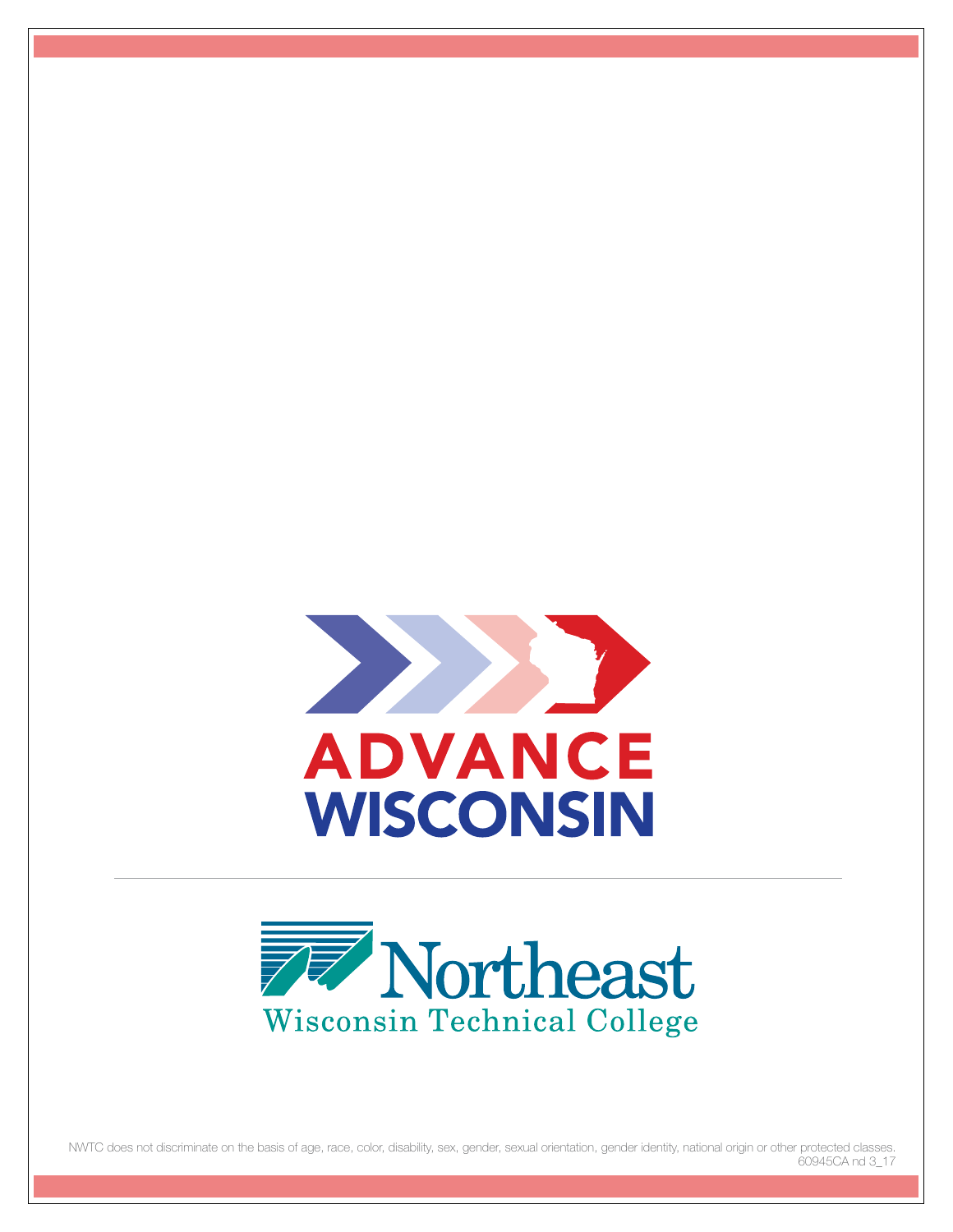ADVANCE
WISCONSIN

Northeast
Wisconsin Technical College

NWTC does not discriminate on the basis of age, race, color, disability, sex, gender, sexual orientation, gender identity, national origin or other protected classes.
60945CA nd 3_17